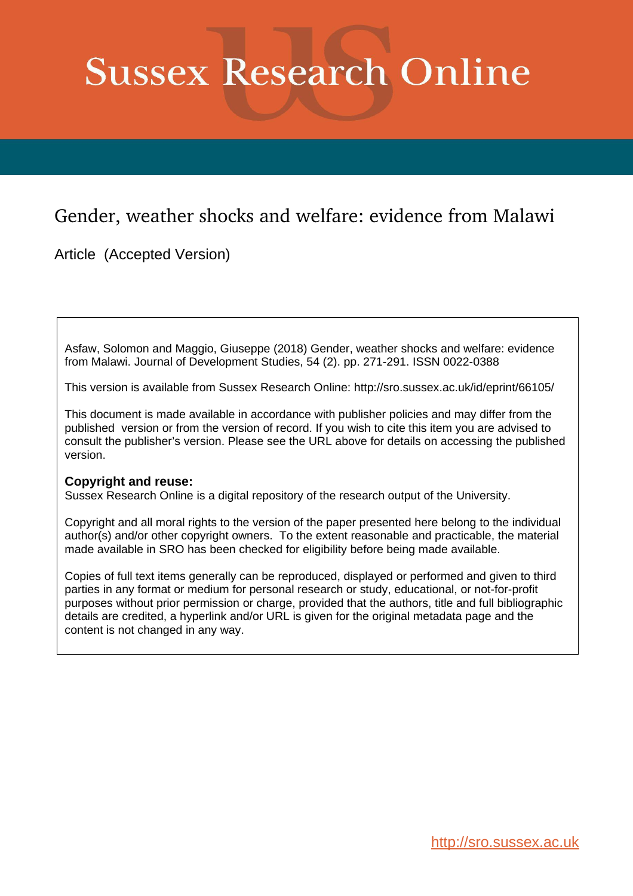# Sussex Research Online

## Gender, weather shocks and welfare: evidence from Malawi

Article (Accepted Version)

Asfaw, Solomon and Maggio, Giuseppe (2018) Gender, weather shocks and welfare: evidence from Malawi. Journal of Development Studies, 54 (2). pp. 271-291. ISSN 0022-0388

This version is available from Sussex Research Online: http://sro.sussex.ac.uk/id/eprint/66105/

This document is made available in accordance with publisher policies and may differ from the published version or from the version of record. If you wish to cite this item you are advised to consult the publisher's version. Please see the URL above for details on accessing the published version.

**Copyright and reuse:**
Sussex Research Online is a digital repository of the research output of the University.

Copyright and all moral rights to the version of the paper presented here belong to the individual author(s) and/or other copyright owners. To the extent reasonable and practicable, the material made available in SRO has been checked for eligibility before being made available.

Copies of full text items generally can be reproduced, displayed or performed and given to third parties in any format or medium for personal research or study, educational, or not-for-profit purposes without prior permission or charge, provided that the authors, title and full bibliographic details are credited, a hyperlink and/or URL is given for the original metadata page and the content is not changed in any way.

http://sro.sussex.ac.uk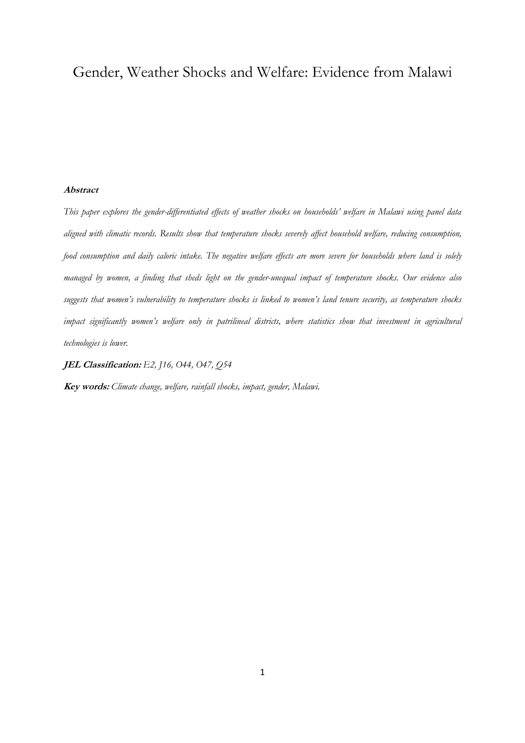# Gender, Weather Shocks and Welfare: Evidence from Malawi

***Abstract***

*This paper explores the gender-differentiated effects of weather shocks on households' welfare in Malawi using panel data aligned with climatic records. Results show that temperature shocks severely affect household welfare, reducing consumption, food consumption and daily caloric intake. The negative welfare effects are more severe for households where land is solely managed by women, a finding that sheds light on the gender-unequal impact of temperature shocks. Our evidence also suggests that women's vulnerability to temperature shocks is linked to women's land tenure security, as temperature shocks impact significantly women's welfare only in patrilineal districts, where statistics show that investment in agricultural technologies is lower.*

***JEL Classification:*** *E2, J16, O44, O47, Q54*

***Key words:*** *Climate change, welfare, rainfall shocks, impact, gender, Malawi.*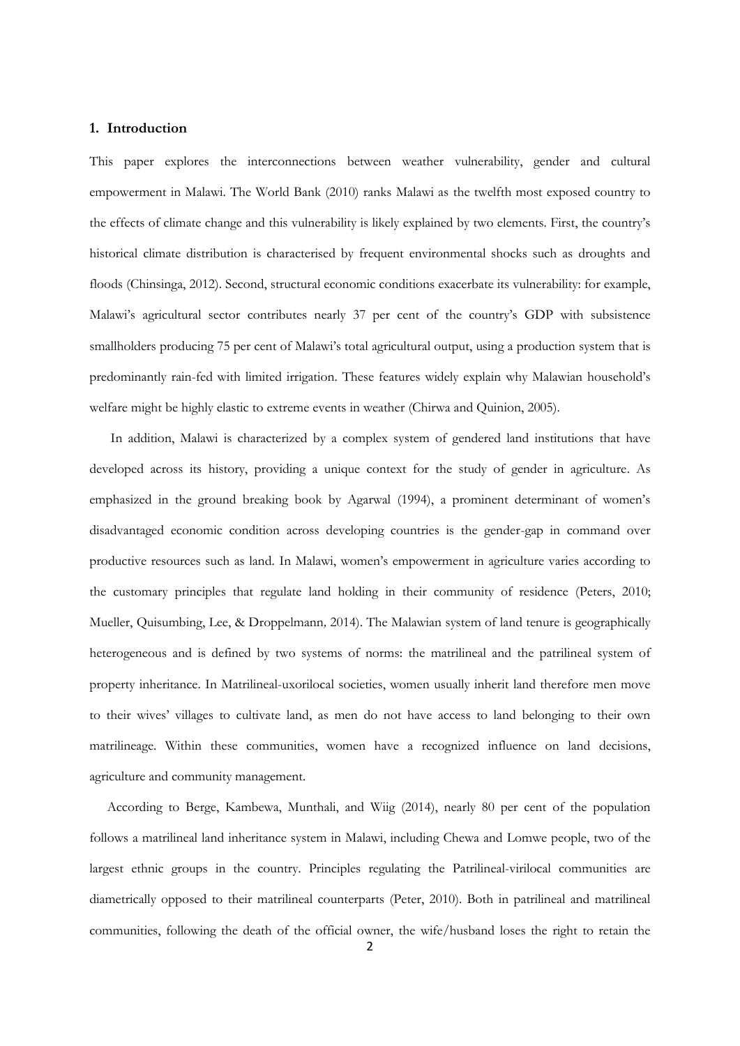## 1. Introduction

This paper explores the interconnections between weather vulnerability, gender and cultural empowerment in Malawi. The World Bank (2010) ranks Malawi as the twelfth most exposed country to the effects of climate change and this vulnerability is likely explained by two elements. First, the country's historical climate distribution is characterised by frequent environmental shocks such as droughts and floods (Chinsinga, 2012). Second, structural economic conditions exacerbate its vulnerability: for example, Malawi's agricultural sector contributes nearly 37 per cent of the country's GDP with subsistence smallholders producing 75 per cent of Malawi's total agricultural output, using a production system that is predominantly rain-fed with limited irrigation. These features widely explain why Malawian household's welfare might be highly elastic to extreme events in weather (Chirwa and Quinion, 2005).

In addition, Malawi is characterized by a complex system of gendered land institutions that have developed across its history, providing a unique context for the study of gender in agriculture. As emphasized in the ground breaking book by Agarwal (1994), a prominent determinant of women's disadvantaged economic condition across developing countries is the gender-gap in command over productive resources such as land. In Malawi, women's empowerment in agriculture varies according to the customary principles that regulate land holding in their community of residence (Peters, 2010; Mueller, Quisumbing, Lee, & Droppelmann*,* 2014). The Malawian system of land tenure is geographically heterogeneous and is defined by two systems of norms: the matrilineal and the patrilineal system of property inheritance. In Matrilineal-uxorilocal societies, women usually inherit land therefore men move to their wives' villages to cultivate land, as men do not have access to land belonging to their own matrilineage. Within these communities, women have a recognized influence on land decisions, agriculture and community management.

According to Berge, Kambewa, Munthali, and Wiig (2014), nearly 80 per cent of the population follows a matrilineal land inheritance system in Malawi, including Chewa and Lomwe people, two of the largest ethnic groups in the country. Principles regulating the Patrilineal-virilocal communities are diametrically opposed to their matrilineal counterparts (Peter, 2010). Both in patrilineal and matrilineal communities, following the death of the official owner, the wife/husband loses the right to retain the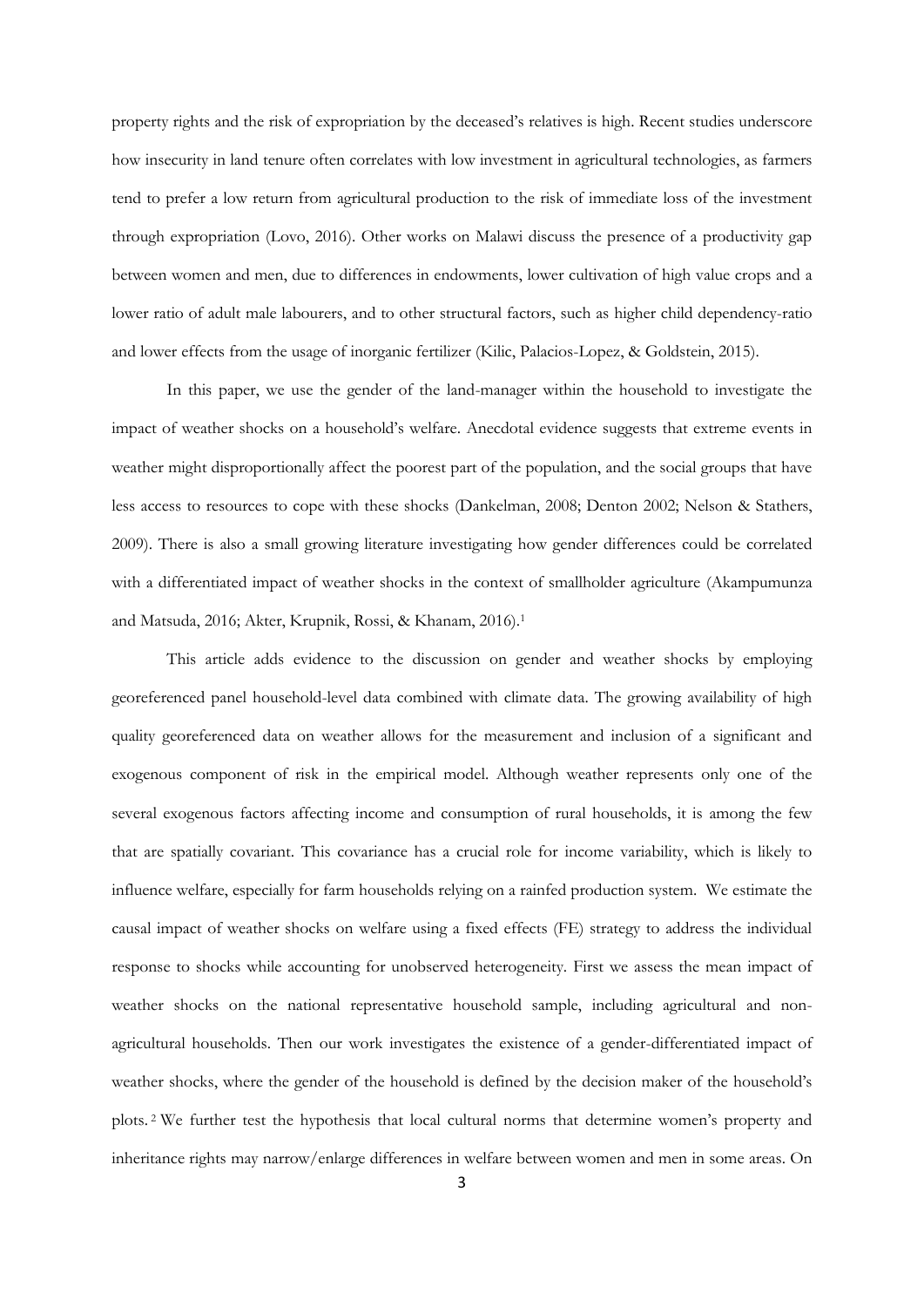property rights and the risk of expropriation by the deceased's relatives is high. Recent studies underscore how insecurity in land tenure often correlates with low investment in agricultural technologies, as farmers tend to prefer a low return from agricultural production to the risk of immediate loss of the investment through expropriation (Lovo, 2016). Other works on Malawi discuss the presence of a productivity gap between women and men, due to differences in endowments, lower cultivation of high value crops and a lower ratio of adult male labourers, and to other structural factors, such as higher child dependency-ratio and lower effects from the usage of inorganic fertilizer (Kilic, Palacios-Lopez, & Goldstein, 2015).

In this paper, we use the gender of the land-manager within the household to investigate the impact of weather shocks on a household's welfare. Anecdotal evidence suggests that extreme events in weather might disproportionally affect the poorest part of the population, and the social groups that have less access to resources to cope with these shocks (Dankelman, 2008; Denton 2002; Nelson & Stathers, 2009). There is also a small growing literature investigating how gender differences could be correlated with a differentiated impact of weather shocks in the context of smallholder agriculture (Akampumunza and Matsuda, 2016; Akter, Krupnik, Rossi, & Khanam, 2016).[1]

This article adds evidence to the discussion on gender and weather shocks by employing georeferenced panel household-level data combined with climate data. The growing availability of high quality georeferenced data on weather allows for the measurement and inclusion of a significant and exogenous component of risk in the empirical model. Although weather represents only one of the several exogenous factors affecting income and consumption of rural households, it is among the few that are spatially covariant. This covariance has a crucial role for income variability, which is likely to influence welfare, especially for farm households relying on a rainfed production system. We estimate the causal impact of weather shocks on welfare using a fixed effects (FE) strategy to address the individual response to shocks while accounting for unobserved heterogeneity. First we assess the mean impact of weather shocks on the national representative household sample, including agricultural and non-agricultural households. Then our work investigates the existence of a gender-differentiated impact of weather shocks, where the gender of the household is defined by the decision maker of the household's plots.[2] We further test the hypothesis that local cultural norms that determine women's property and inheritance rights may narrow/enlarge differences in welfare between women and men in some areas. On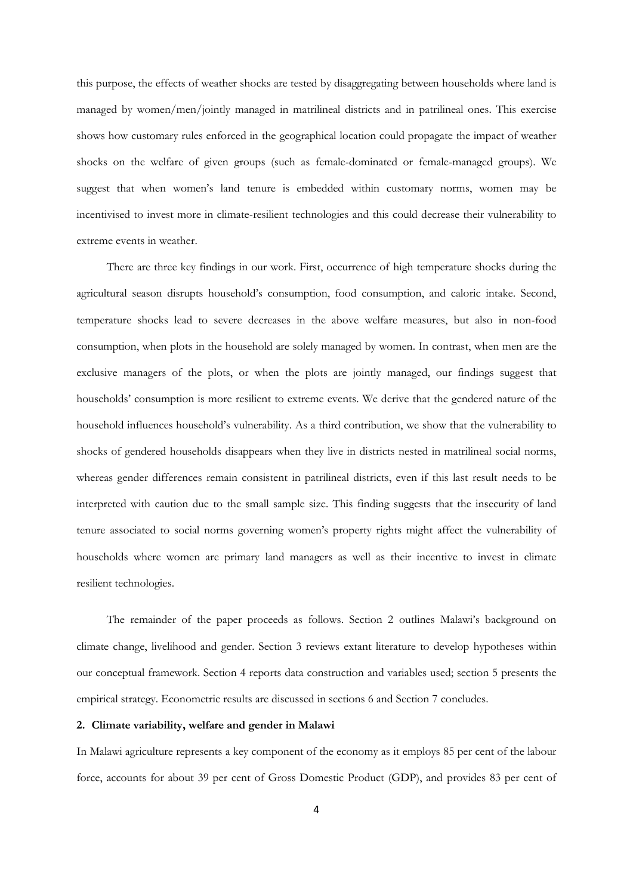this purpose, the effects of weather shocks are tested by disaggregating between households where land is managed by women/men/jointly managed in matrilineal districts and in patrilineal ones. This exercise shows how customary rules enforced in the geographical location could propagate the impact of weather shocks on the welfare of given groups (such as female-dominated or female-managed groups). We suggest that when women's land tenure is embedded within customary norms, women may be incentivised to invest more in climate-resilient technologies and this could decrease their vulnerability to extreme events in weather.

There are three key findings in our work. First, occurrence of high temperature shocks during the agricultural season disrupts household's consumption, food consumption, and caloric intake. Second, temperature shocks lead to severe decreases in the above welfare measures, but also in non-food consumption, when plots in the household are solely managed by women. In contrast, when men are the exclusive managers of the plots, or when the plots are jointly managed, our findings suggest that households' consumption is more resilient to extreme events. We derive that the gendered nature of the household influences household's vulnerability. As a third contribution, we show that the vulnerability to shocks of gendered households disappears when they live in districts nested in matrilineal social norms, whereas gender differences remain consistent in patrilineal districts, even if this last result needs to be interpreted with caution due to the small sample size. This finding suggests that the insecurity of land tenure associated to social norms governing women's property rights might affect the vulnerability of households where women are primary land managers as well as their incentive to invest in climate resilient technologies.

The remainder of the paper proceeds as follows. Section 2 outlines Malawi's background on climate change, livelihood and gender. Section 3 reviews extant literature to develop hypotheses within our conceptual framework. Section 4 reports data construction and variables used; section 5 presents the empirical strategy. Econometric results are discussed in sections 6 and Section 7 concludes.

## 2. Climate variability, welfare and gender in Malawi

In Malawi agriculture represents a key component of the economy as it employs 85 per cent of the labour force, accounts for about 39 per cent of Gross Domestic Product (GDP), and provides 83 per cent of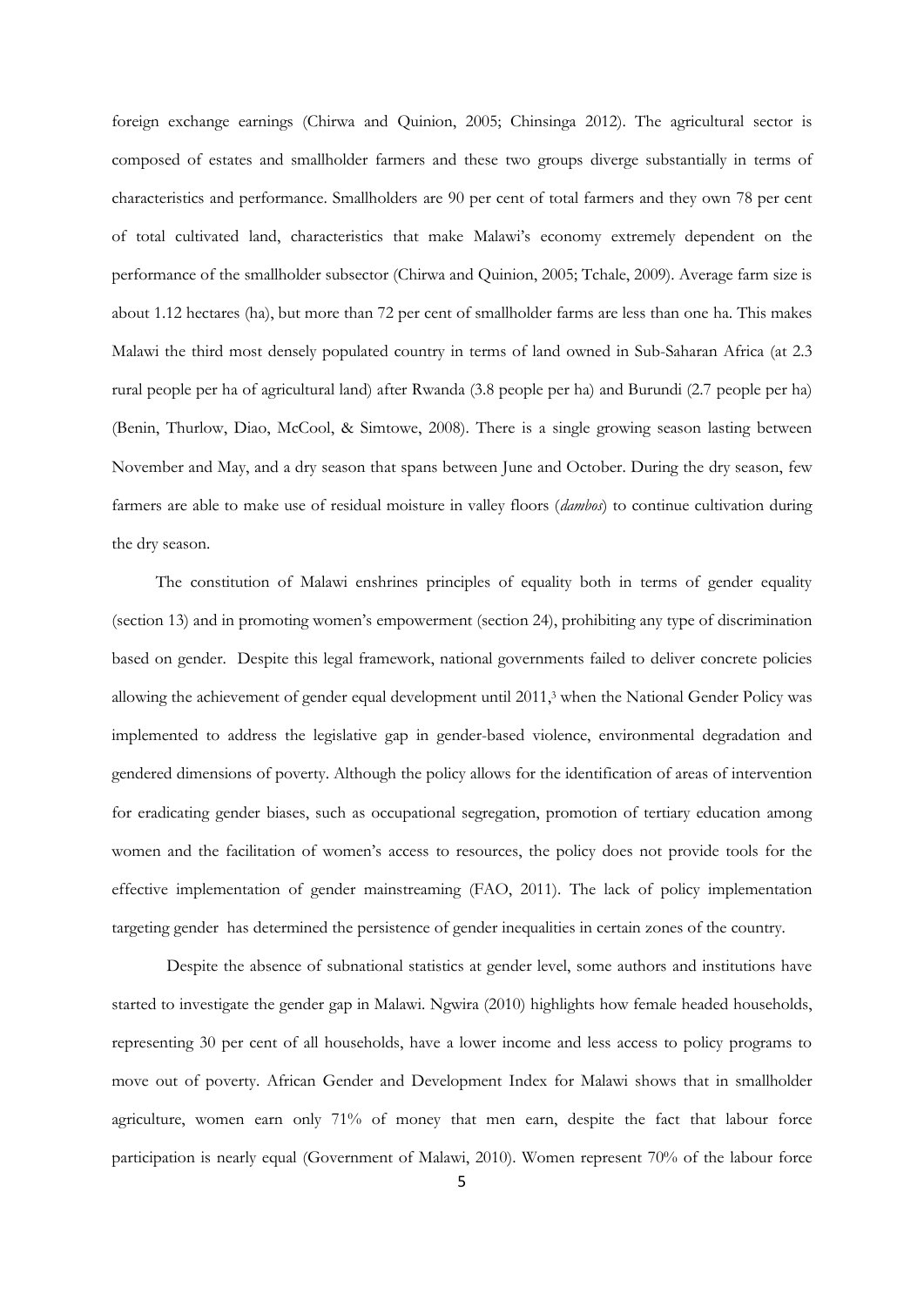foreign exchange earnings (Chirwa and Quinion, 2005; Chinsinga 2012). The agricultural sector is composed of estates and smallholder farmers and these two groups diverge substantially in terms of characteristics and performance. Smallholders are 90 per cent of total farmers and they own 78 per cent of total cultivated land, characteristics that make Malawi's economy extremely dependent on the performance of the smallholder subsector (Chirwa and Quinion, 2005; Tchale, 2009). Average farm size is about 1.12 hectares (ha), but more than 72 per cent of smallholder farms are less than one ha. This makes Malawi the third most densely populated country in terms of land owned in Sub-Saharan Africa (at 2.3 rural people per ha of agricultural land) after Rwanda (3.8 people per ha) and Burundi (2.7 people per ha) (Benin, Thurlow, Diao, McCool, & Simtowe, 2008). There is a single growing season lasting between November and May, and a dry season that spans between June and October. During the dry season, few farmers are able to make use of residual moisture in valley floors (*dambos*) to continue cultivation during the dry season.

The constitution of Malawi enshrines principles of equality both in terms of gender equality (section 13) and in promoting women's empowerment (section 24), prohibiting any type of discrimination based on gender. Despite this legal framework, national governments failed to deliver concrete policies allowing the achievement of gender equal development until 2011,[3] when the National Gender Policy was implemented to address the legislative gap in gender-based violence, environmental degradation and gendered dimensions of poverty. Although the policy allows for the identification of areas of intervention for eradicating gender biases, such as occupational segregation, promotion of tertiary education among women and the facilitation of women's access to resources, the policy does not provide tools for the effective implementation of gender mainstreaming (FAO, 2011). The lack of policy implementation targeting gender has determined the persistence of gender inequalities in certain zones of the country.

Despite the absence of subnational statistics at gender level, some authors and institutions have started to investigate the gender gap in Malawi. Ngwira (2010) highlights how female headed households, representing 30 per cent of all households, have a lower income and less access to policy programs to move out of poverty. African Gender and Development Index for Malawi shows that in smallholder agriculture, women earn only 71% of money that men earn, despite the fact that labour force participation is nearly equal (Government of Malawi, 2010). Women represent 70% of the labour force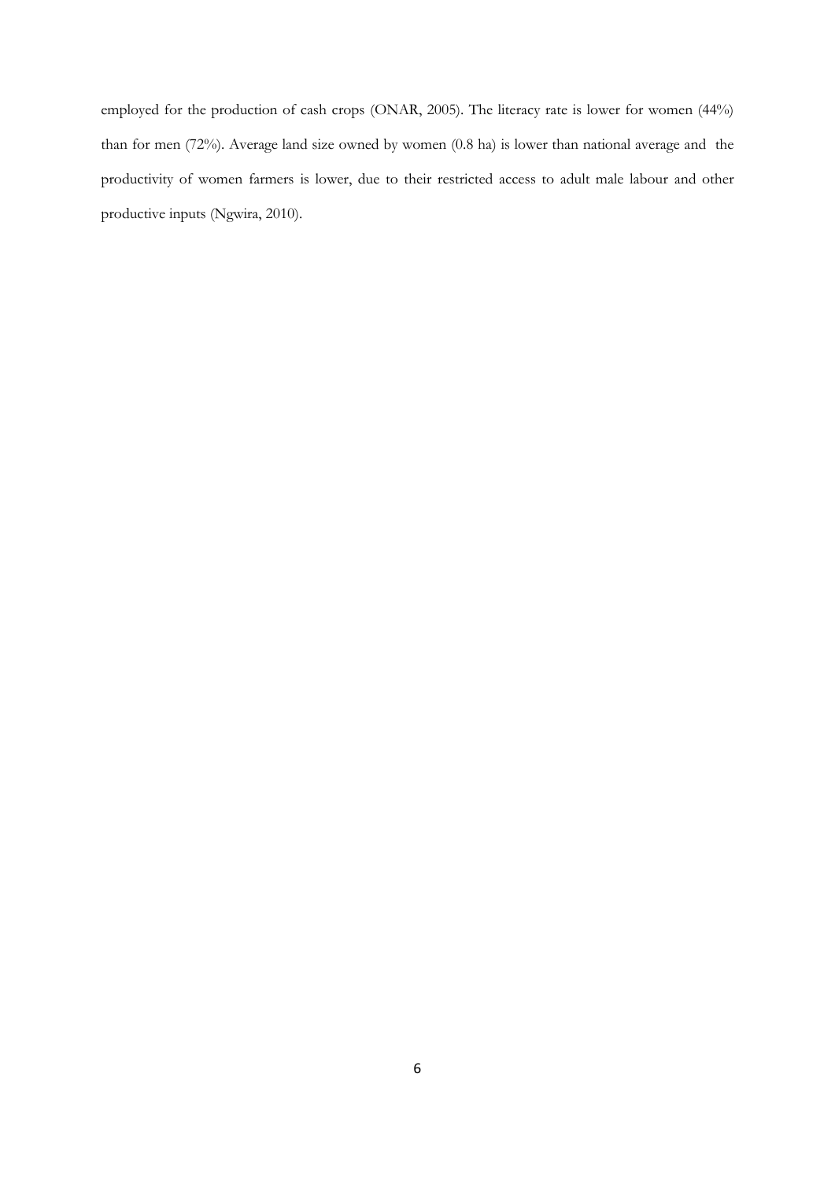employed for the production of cash crops (ONAR, 2005). The literacy rate is lower for women (44%) than for men (72%). Average land size owned by women (0.8 ha) is lower than national average and the productivity of women farmers is lower, due to their restricted access to adult male labour and other productive inputs (Ngwira, 2010).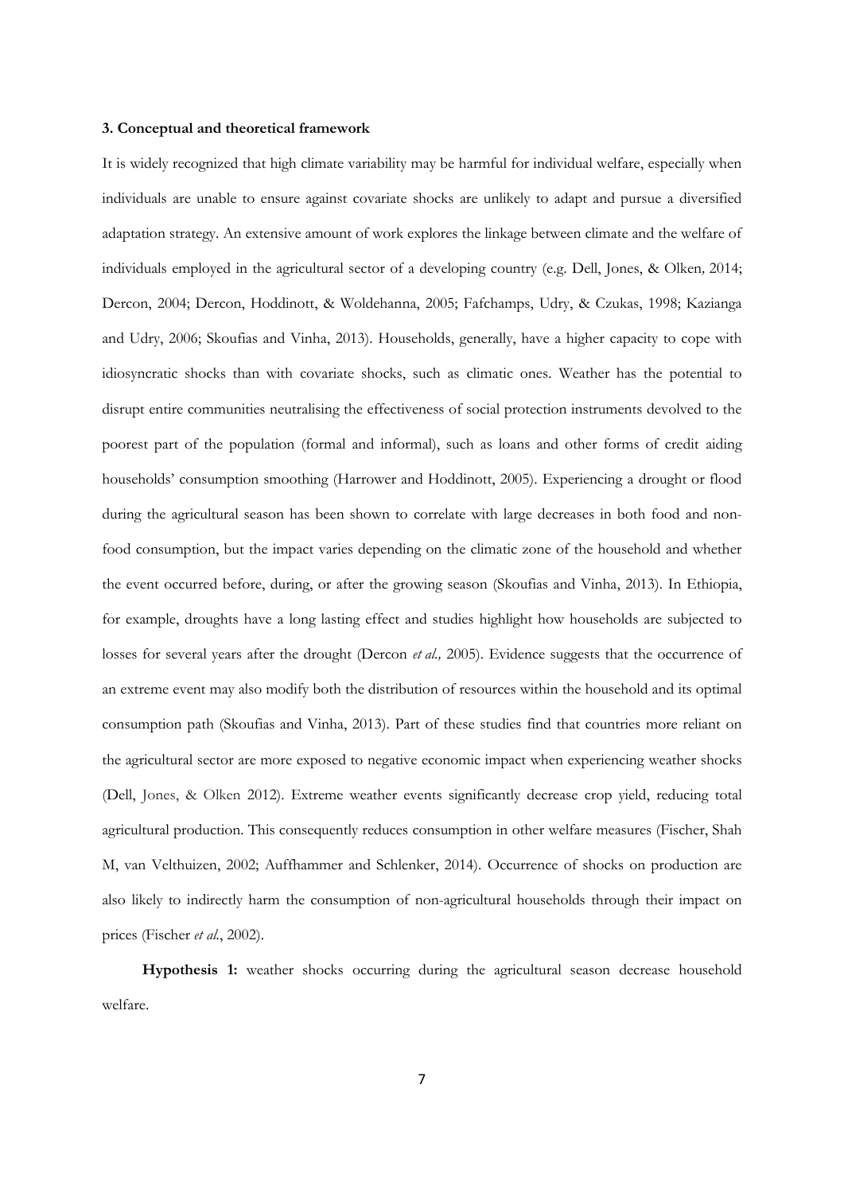### 3. Conceptual and theoretical framework

It is widely recognized that high climate variability may be harmful for individual welfare, especially when individuals are unable to ensure against covariate shocks are unlikely to adapt and pursue a diversified adaptation strategy. An extensive amount of work explores the linkage between climate and the welfare of individuals employed in the agricultural sector of a developing country (e.g. Dell, Jones, & Olken*,* 2014; Dercon, 2004; Dercon, Hoddinott, & Woldehanna, 2005; Fafchamps, Udry, & Czukas, 1998; Kazianga and Udry, 2006; Skoufias and Vinha, 2013). Households, generally, have a higher capacity to cope with idiosyncratic shocks than with covariate shocks, such as climatic ones. Weather has the potential to disrupt entire communities neutralising the effectiveness of social protection instruments devolved to the poorest part of the population (formal and informal), such as loans and other forms of credit aiding households' consumption smoothing (Harrower and Hoddinott, 2005). Experiencing a drought or flood during the agricultural season has been shown to correlate with large decreases in both food and non-food consumption, but the impact varies depending on the climatic zone of the household and whether the event occurred before, during, or after the growing season (Skoufias and Vinha, 2013). In Ethiopia, for example, droughts have a long lasting effect and studies highlight how households are subjected to losses for several years after the drought (Dercon *et al.,* 2005). Evidence suggests that the occurrence of an extreme event may also modify both the distribution of resources within the household and its optimal consumption path (Skoufias and Vinha, 2013). Part of these studies find that countries more reliant on the agricultural sector are more exposed to negative economic impact when experiencing weather shocks (Dell, Jones, & Olken 2012). Extreme weather events significantly decrease crop yield, reducing total agricultural production. This consequently reduces consumption in other welfare measures (Fischer, Shah M, van Velthuizen, 2002; Auffhammer and Schlenker, 2014). Occurrence of shocks on production are also likely to indirectly harm the consumption of non-agricultural households through their impact on prices (Fischer *et al.*, 2002).

**Hypothesis 1:** weather shocks occurring during the agricultural season decrease household welfare.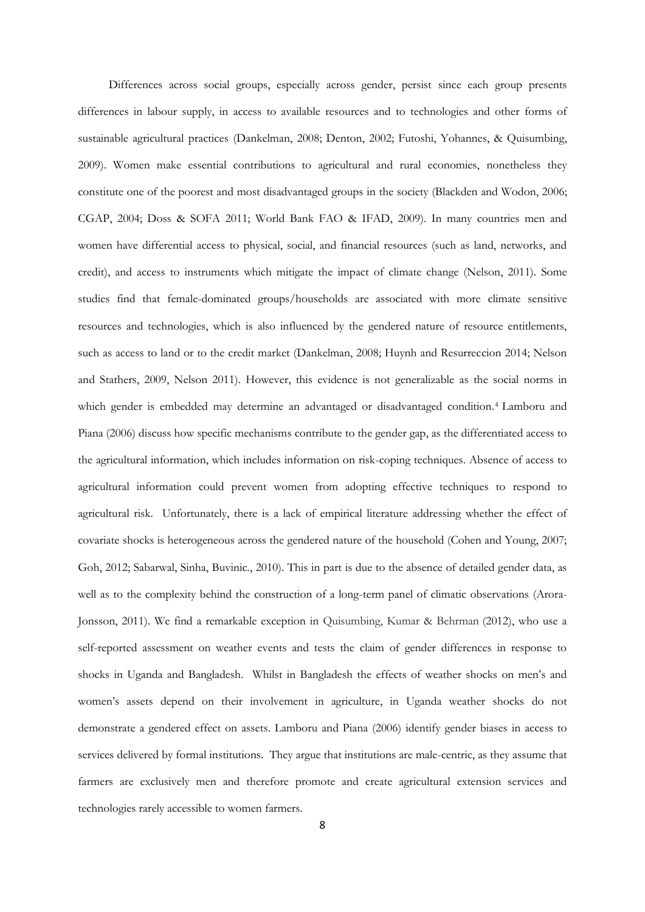Differences across social groups, especially across gender, persist since each group presents differences in labour supply, in access to available resources and to technologies and other forms of sustainable agricultural practices (Dankelman, 2008; Denton, 2002; Futoshi, Yohannes, & Quisumbing, 2009). Women make essential contributions to agricultural and rural economies, nonetheless they constitute one of the poorest and most disadvantaged groups in the society (Blackden and Wodon, 2006; CGAP, 2004; Doss & SOFA 2011; World Bank FAO & IFAD, 2009). In many countries men and women have differential access to physical, social, and financial resources (such as land, networks, and credit), and access to instruments which mitigate the impact of climate change (Nelson, 2011). Some studies find that female-dominated groups/households are associated with more climate sensitive resources and technologies, which is also influenced by the gendered nature of resource entitlements, such as access to land or to the credit market (Dankelman, 2008; Huynh and Resurreccion 2014; Nelson and Stathers, 2009, Nelson 2011). However, this evidence is not generalizable as the social norms in which gender is embedded may determine an advantaged or disadvantaged condition.[4] Lamboru and Piana (2006) discuss how specific mechanisms contribute to the gender gap, as the differentiated access to the agricultural information, which includes information on risk-coping techniques. Absence of access to agricultural information could prevent women from adopting effective techniques to respond to agricultural risk. Unfortunately, there is a lack of empirical literature addressing whether the effect of covariate shocks is heterogeneous across the gendered nature of the household (Cohen and Young, 2007; Goh, 2012; Sabarwal, Sinha, Buvinic., 2010). This in part is due to the absence of detailed gender data, as well as to the complexity behind the construction of a long-term panel of climatic observations (Arora-Jonsson, 2011). We find a remarkable exception in Quisumbing, Kumar & Behrman (2012), who use a self-reported assessment on weather events and tests the claim of gender differences in response to shocks in Uganda and Bangladesh. Whilst in Bangladesh the effects of weather shocks on men's and women's assets depend on their involvement in agriculture, in Uganda weather shocks do not demonstrate a gendered effect on assets. Lamboru and Piana (2006) identify gender biases in access to services delivered by formal institutions. They argue that institutions are male-centric, as they assume that farmers are exclusively men and therefore promote and create agricultural extension services and technologies rarely accessible to women farmers.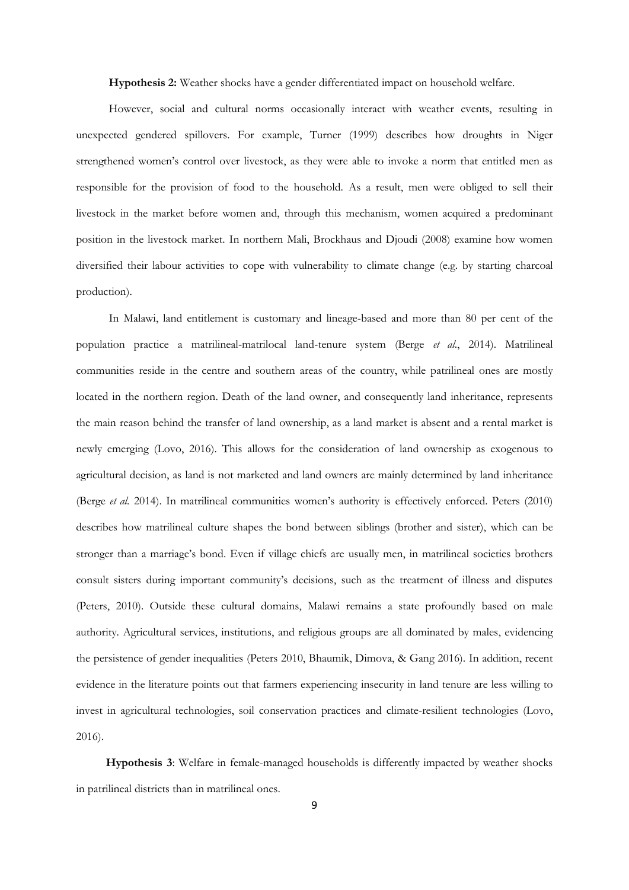**Hypothesis 2:** Weather shocks have a gender differentiated impact on household welfare.

However, social and cultural norms occasionally interact with weather events, resulting in unexpected gendered spillovers. For example, Turner (1999) describes how droughts in Niger strengthened women's control over livestock, as they were able to invoke a norm that entitled men as responsible for the provision of food to the household. As a result, men were obliged to sell their livestock in the market before women and, through this mechanism, women acquired a predominant position in the livestock market. In northern Mali, Brockhaus and Djoudi (2008) examine how women diversified their labour activities to cope with vulnerability to climate change (e.g. by starting charcoal production).

In Malawi, land entitlement is customary and lineage-based and more than 80 per cent of the population practice a matrilineal-matrilocal land-tenure system (Berge *et al*., 2014). Matrilineal communities reside in the centre and southern areas of the country, while patrilineal ones are mostly located in the northern region. Death of the land owner, and consequently land inheritance, represents the main reason behind the transfer of land ownership, as a land market is absent and a rental market is newly emerging (Lovo, 2016). This allows for the consideration of land ownership as exogenous to agricultural decision, as land is not marketed and land owners are mainly determined by land inheritance (Berge *et al.* 2014). In matrilineal communities women's authority is effectively enforced. Peters (2010) describes how matrilineal culture shapes the bond between siblings (brother and sister), which can be stronger than a marriage's bond. Even if village chiefs are usually men, in matrilineal societies brothers consult sisters during important community's decisions, such as the treatment of illness and disputes (Peters, 2010). Outside these cultural domains, Malawi remains a state profoundly based on male authority. Agricultural services, institutions, and religious groups are all dominated by males, evidencing the persistence of gender inequalities (Peters 2010, Bhaumik, Dimova, & Gang 2016). In addition, recent evidence in the literature points out that farmers experiencing insecurity in land tenure are less willing to invest in agricultural technologies, soil conservation practices and climate-resilient technologies (Lovo, 2016).

**Hypothesis 3**: Welfare in female-managed households is differently impacted by weather shocks in patrilineal districts than in matrilineal ones.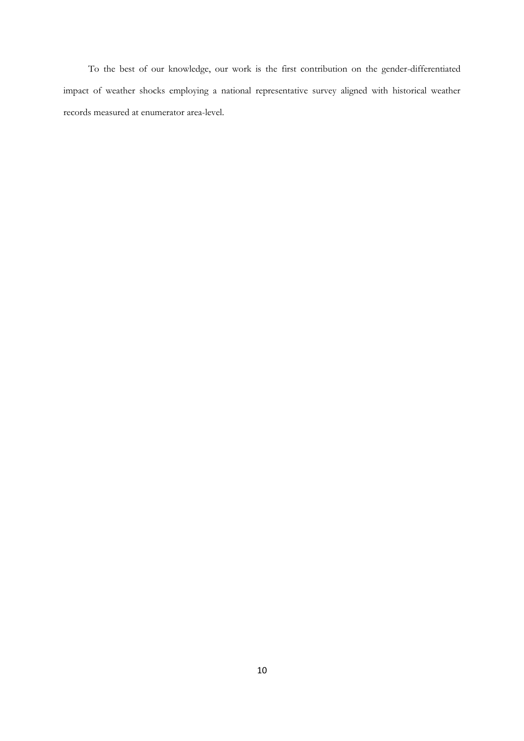To the best of our knowledge, our work is the first contribution on the gender-differentiated impact of weather shocks employing a national representative survey aligned with historical weather records measured at enumerator area-level.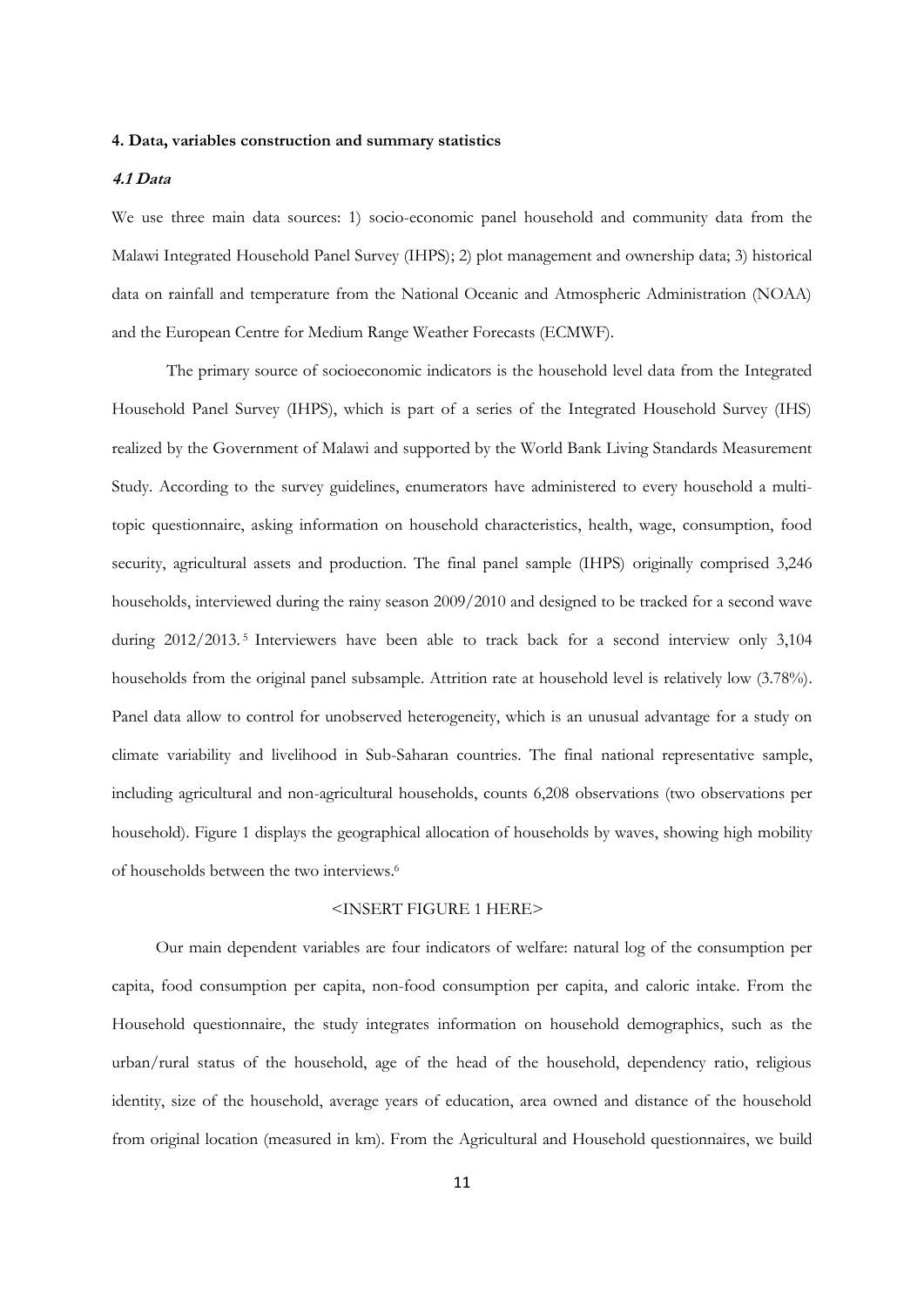#### 4. Data, variables construction and summary statistics

##### *4.1 Data*

We use three main data sources: 1) socio-economic panel household and community data from the Malawi Integrated Household Panel Survey (IHPS); 2) plot management and ownership data; 3) historical data on rainfall and temperature from the National Oceanic and Atmospheric Administration (NOAA) and the European Centre for Medium Range Weather Forecasts (ECMWF).

The primary source of socioeconomic indicators is the household level data from the Integrated Household Panel Survey (IHPS), which is part of a series of the Integrated Household Survey (IHS) realized by the Government of Malawi and supported by the World Bank Living Standards Measurement Study. According to the survey guidelines, enumerators have administered to every household a multi-topic questionnaire, asking information on household characteristics, health, wage, consumption, food security, agricultural assets and production. The final panel sample (IHPS) originally comprised 3,246 households, interviewed during the rainy season 2009/2010 and designed to be tracked for a second wave during 2012/2013.[5] Interviewers have been able to track back for a second interview only 3,104 households from the original panel subsample. Attrition rate at household level is relatively low (3.78%). Panel data allow to control for unobserved heterogeneity, which is an unusual advantage for a study on climate variability and livelihood in Sub-Saharan countries. The final national representative sample, including agricultural and non-agricultural households, counts 6,208 observations (two observations per household). Figure 1 displays the geographical allocation of households by waves, showing high mobility of households between the two interviews.[6]

<INSERT FIGURE 1 HERE>

Our main dependent variables are four indicators of welfare: natural log of the consumption per capita, food consumption per capita, non-food consumption per capita, and caloric intake. From the Household questionnaire, the study integrates information on household demographics, such as the urban/rural status of the household, age of the head of the household, dependency ratio, religious identity, size of the household, average years of education, area owned and distance of the household from original location (measured in km). From the Agricultural and Household questionnaires, we build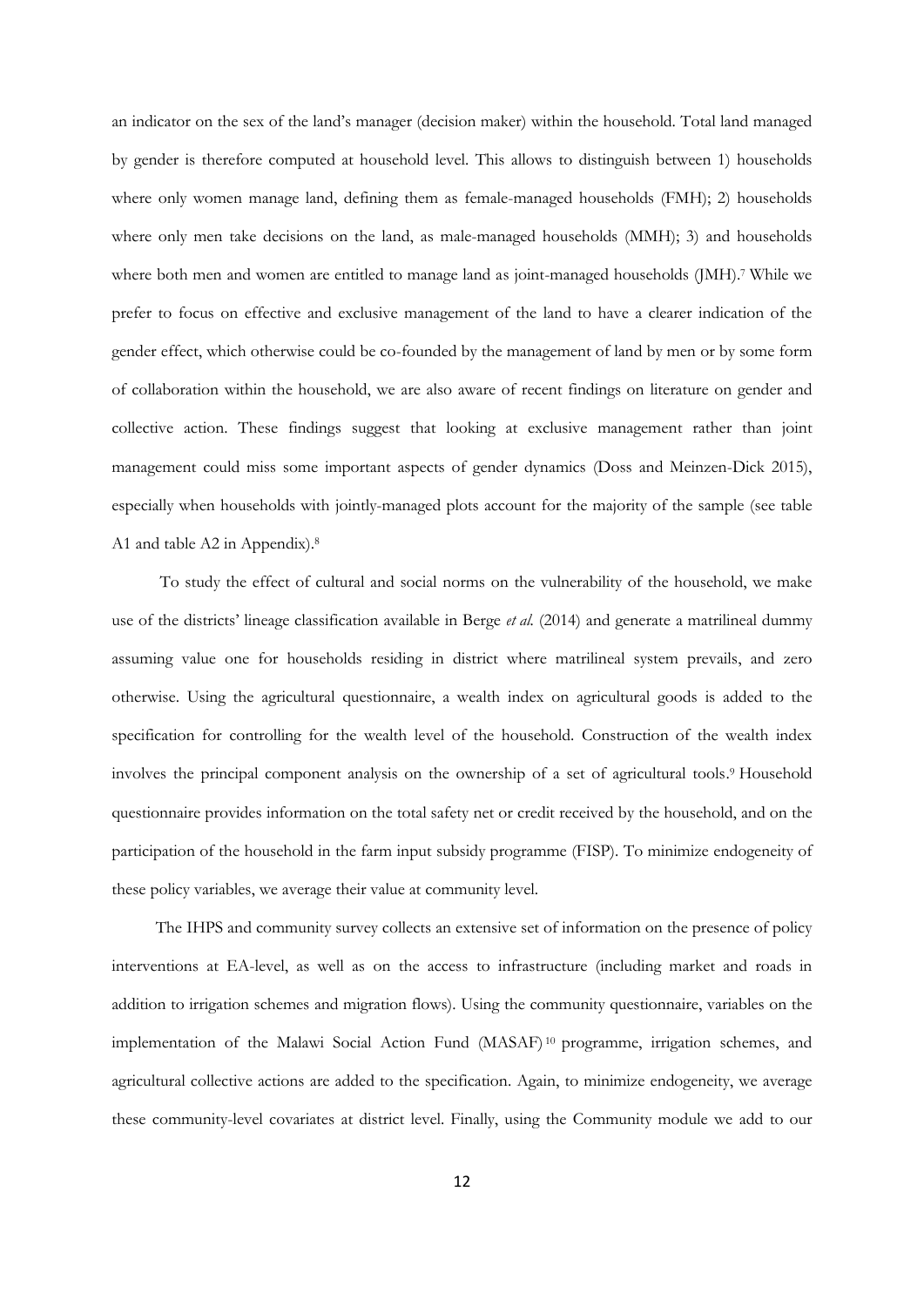an indicator on the sex of the land's manager (decision maker) within the household. Total land managed by gender is therefore computed at household level. This allows to distinguish between 1) households where only women manage land, defining them as female-managed households (FMH); 2) households where only men take decisions on the land, as male-managed households (MMH); 3) and households where both men and women are entitled to manage land as joint-managed households (JMH).[7] While we prefer to focus on effective and exclusive management of the land to have a clearer indication of the gender effect, which otherwise could be co-founded by the management of land by men or by some form of collaboration within the household, we are also aware of recent findings on literature on gender and collective action. These findings suggest that looking at exclusive management rather than joint management could miss some important aspects of gender dynamics (Doss and Meinzen-Dick 2015), especially when households with jointly-managed plots account for the majority of the sample (see table A1 and table A2 in Appendix).[8]

To study the effect of cultural and social norms on the vulnerability of the household, we make use of the districts' lineage classification available in Berge *et al.* (2014) and generate a matrilineal dummy assuming value one for households residing in district where matrilineal system prevails, and zero otherwise. Using the agricultural questionnaire, a wealth index on agricultural goods is added to the specification for controlling for the wealth level of the household. Construction of the wealth index involves the principal component analysis on the ownership of a set of agricultural tools.[9] Household questionnaire provides information on the total safety net or credit received by the household, and on the participation of the household in the farm input subsidy programme (FISP). To minimize endogeneity of these policy variables, we average their value at community level.

The IHPS and community survey collects an extensive set of information on the presence of policy interventions at EA-level, as well as on the access to infrastructure (including market and roads in addition to irrigation schemes and migration flows). Using the community questionnaire, variables on the implementation of the Malawi Social Action Fund (MASAF)[10] programme, irrigation schemes, and agricultural collective actions are added to the specification. Again, to minimize endogeneity, we average these community-level covariates at district level. Finally, using the Community module we add to our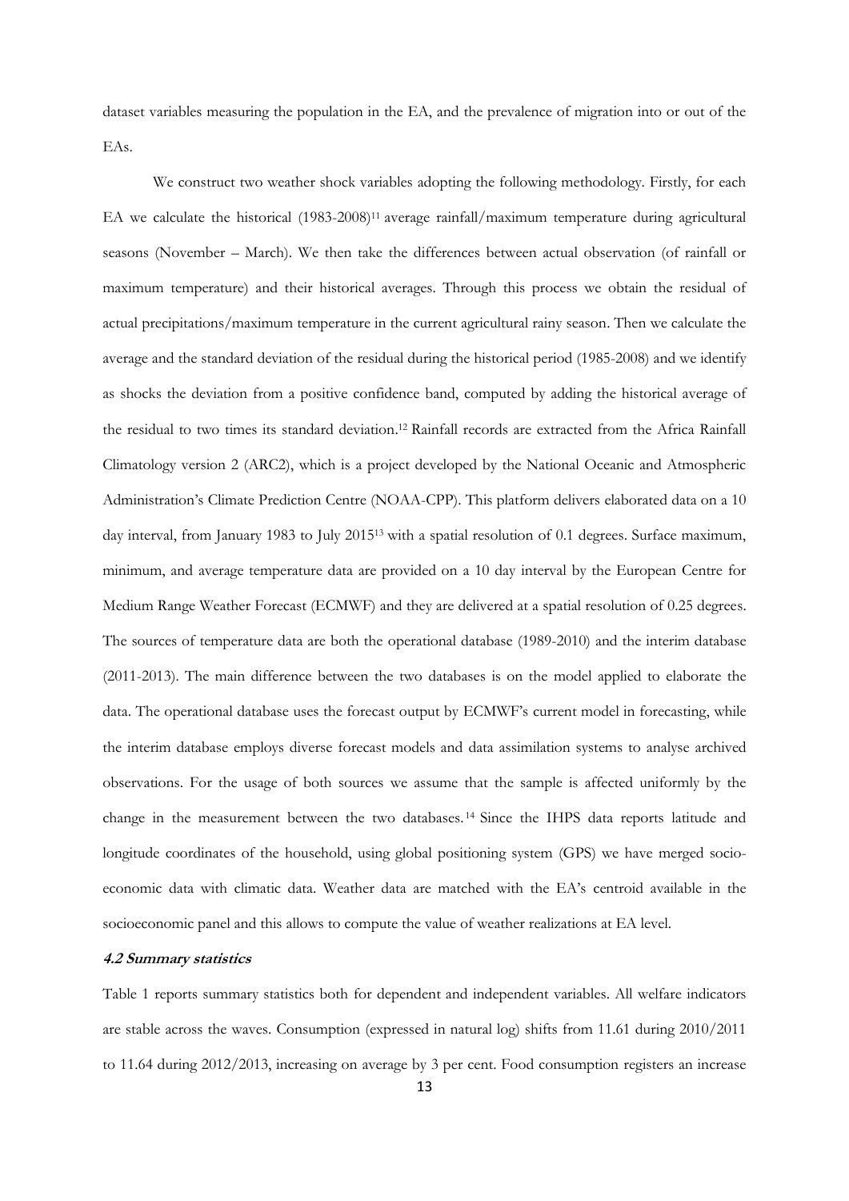dataset variables measuring the population in the EA, and the prevalence of migration into or out of the EAs.

We construct two weather shock variables adopting the following methodology. Firstly, for each EA we calculate the historical (1983-2008)[11] average rainfall/maximum temperature during agricultural seasons (November – March). We then take the differences between actual observation (of rainfall or maximum temperature) and their historical averages. Through this process we obtain the residual of actual precipitations/maximum temperature in the current agricultural rainy season. Then we calculate the average and the standard deviation of the residual during the historical period (1985-2008) and we identify as shocks the deviation from a positive confidence band, computed by adding the historical average of the residual to two times its standard deviation.[12] Rainfall records are extracted from the Africa Rainfall Climatology version 2 (ARC2), which is a project developed by the National Oceanic and Atmospheric Administration's Climate Prediction Centre (NOAA-CPP). This platform delivers elaborated data on a 10 day interval, from January 1983 to July 2015[13] with a spatial resolution of 0.1 degrees. Surface maximum, minimum, and average temperature data are provided on a 10 day interval by the European Centre for Medium Range Weather Forecast (ECMWF) and they are delivered at a spatial resolution of 0.25 degrees. The sources of temperature data are both the operational database (1989-2010) and the interim database (2011-2013). The main difference between the two databases is on the model applied to elaborate the data. The operational database uses the forecast output by ECMWF's current model in forecasting, while the interim database employs diverse forecast models and data assimilation systems to analyse archived observations. For the usage of both sources we assume that the sample is affected uniformly by the change in the measurement between the two databases.[14] Since the IHPS data reports latitude and longitude coordinates of the household, using global positioning system (GPS) we have merged socio-economic data with climatic data. Weather data are matched with the EA's centroid available in the socioeconomic panel and this allows to compute the value of weather realizations at EA level.

#### *4.2 Summary statistics*

Table 1 reports summary statistics both for dependent and independent variables. All welfare indicators are stable across the waves. Consumption (expressed in natural log) shifts from 11.61 during 2010/2011 to 11.64 during 2012/2013, increasing on average by 3 per cent. Food consumption registers an increase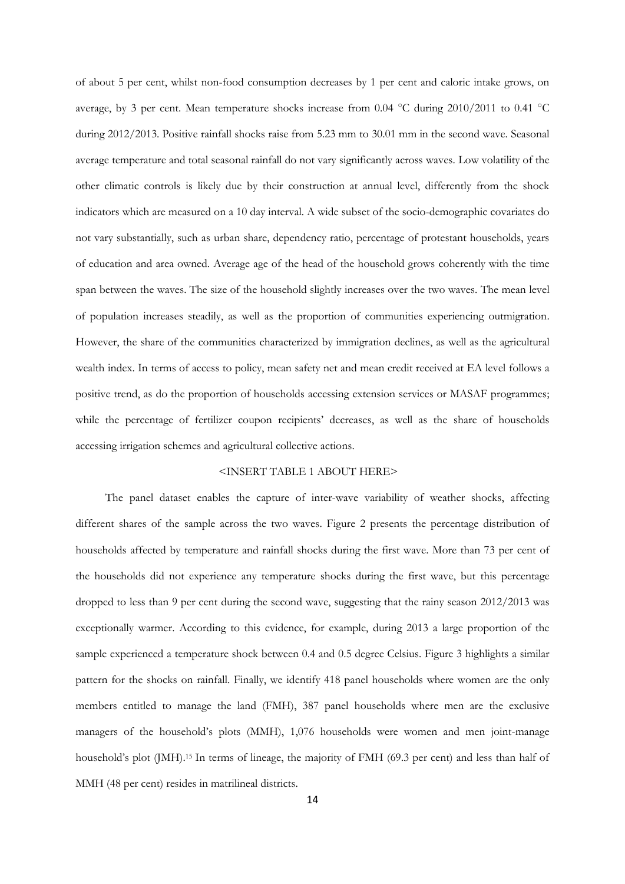of about 5 per cent, whilst non-food consumption decreases by 1 per cent and caloric intake grows, on average, by 3 per cent. Mean temperature shocks increase from 0.04 °C during 2010/2011 to 0.41 °C during 2012/2013. Positive rainfall shocks raise from 5.23 mm to 30.01 mm in the second wave. Seasonal average temperature and total seasonal rainfall do not vary significantly across waves. Low volatility of the other climatic controls is likely due by their construction at annual level, differently from the shock indicators which are measured on a 10 day interval. A wide subset of the socio-demographic covariates do not vary substantially, such as urban share, dependency ratio, percentage of protestant households, years of education and area owned. Average age of the head of the household grows coherently with the time span between the waves. The size of the household slightly increases over the two waves. The mean level of population increases steadily, as well as the proportion of communities experiencing outmigration. However, the share of the communities characterized by immigration declines, as well as the agricultural wealth index. In terms of access to policy, mean safety net and mean credit received at EA level follows a positive trend, as do the proportion of households accessing extension services or MASAF programmes; while the percentage of fertilizer coupon recipients' decreases, as well as the share of households accessing irrigation schemes and agricultural collective actions.

<INSERT TABLE 1 ABOUT HERE>

The panel dataset enables the capture of inter-wave variability of weather shocks, affecting different shares of the sample across the two waves. Figure 2 presents the percentage distribution of households affected by temperature and rainfall shocks during the first wave. More than 73 per cent of the households did not experience any temperature shocks during the first wave, but this percentage dropped to less than 9 per cent during the second wave, suggesting that the rainy season 2012/2013 was exceptionally warmer. According to this evidence, for example, during 2013 a large proportion of the sample experienced a temperature shock between 0.4 and 0.5 degree Celsius. Figure 3 highlights a similar pattern for the shocks on rainfall. Finally, we identify 418 panel households where women are the only members entitled to manage the land (FMH), 387 panel households where men are the exclusive managers of the household's plots (MMH), 1,076 households were women and men joint-manage household's plot (JMH).[15] In terms of lineage, the majority of FMH (69.3 per cent) and less than half of MMH (48 per cent) resides in matrilineal districts.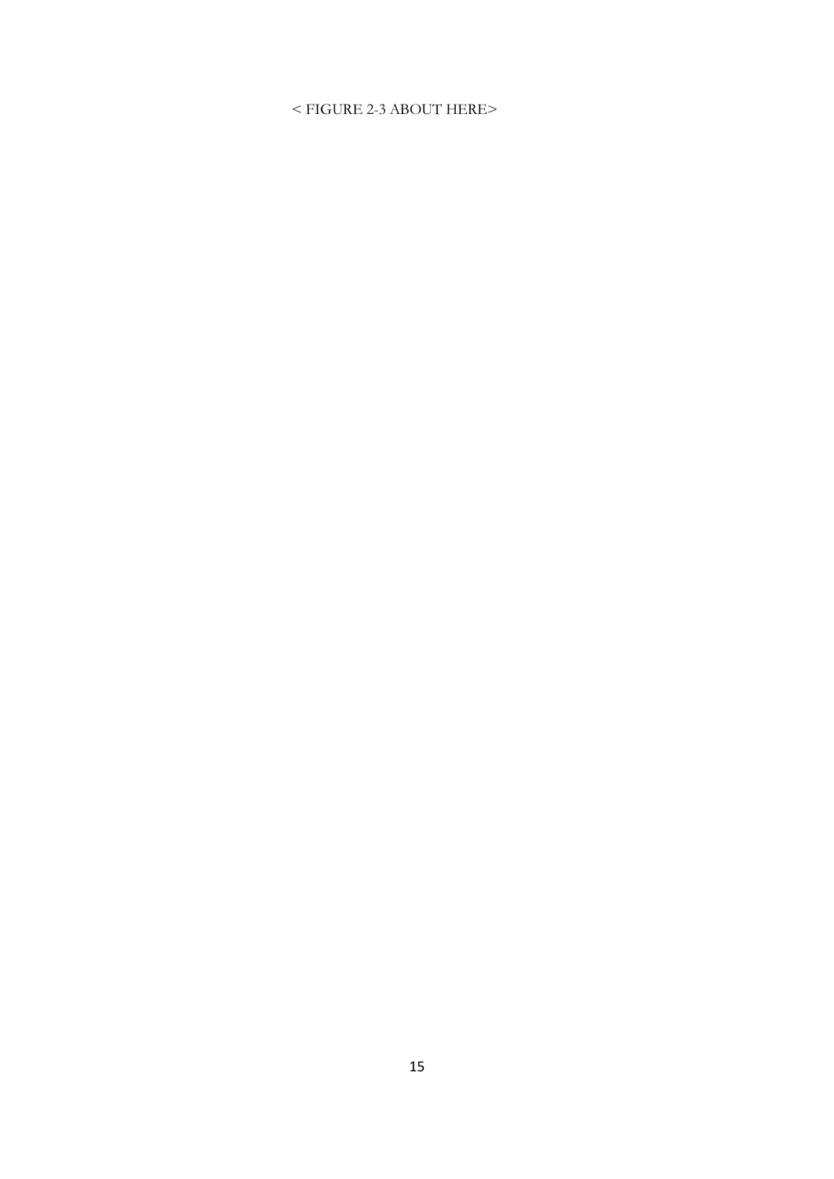< FIGURE 2-3 ABOUT HERE>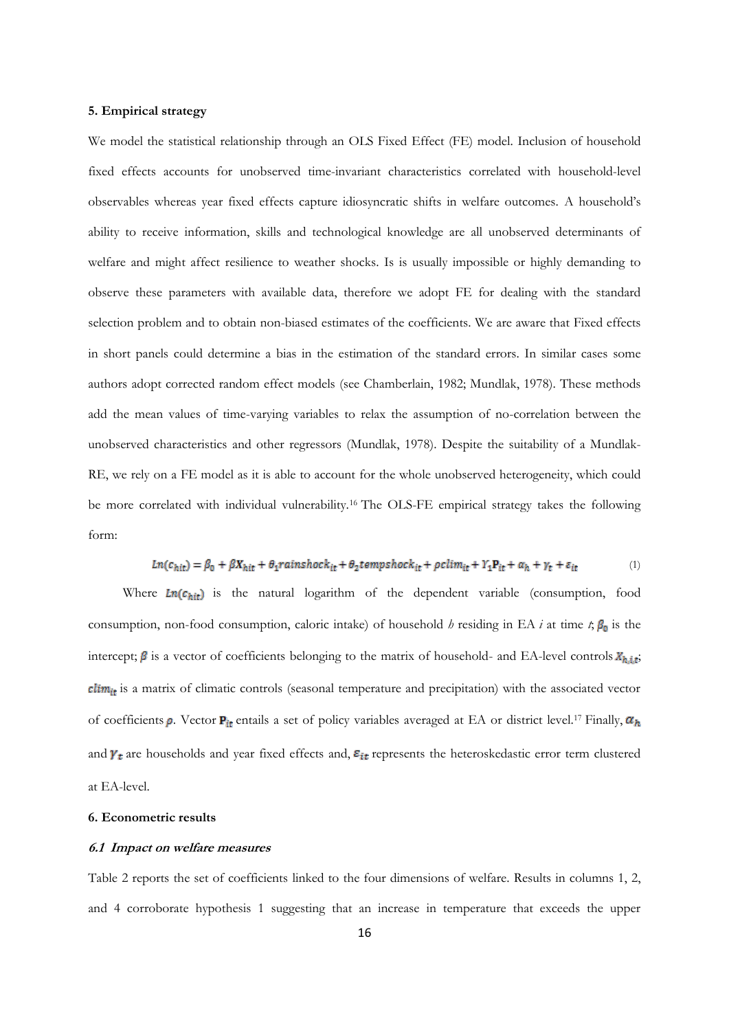## 5. Empirical strategy

We model the statistical relationship through an OLS Fixed Effect (FE) model. Inclusion of household fixed effects accounts for unobserved time-invariant characteristics correlated with household-level observables whereas year fixed effects capture idiosyncratic shifts in welfare outcomes. A household's ability to receive information, skills and technological knowledge are all unobserved determinants of welfare and might affect resilience to weather shocks. Is is usually impossible or highly demanding to observe these parameters with available data, therefore we adopt FE for dealing with the standard selection problem and to obtain non-biased estimates of the coefficients. We are aware that Fixed effects in short panels could determine a bias in the estimation of the standard errors. In similar cases some authors adopt corrected random effect models (see Chamberlain, 1982; Mundlak, 1978). These methods add the mean values of time-varying variables to relax the assumption of no-correlation between the unobserved characteristics and other regressors (Mundlak, 1978). Despite the suitability of a Mundlak-RE, we rely on a FE model as it is able to account for the whole unobserved heterogeneity, which could be more correlated with individual vulnerability.[16] The OLS-FE empirical strategy takes the following form:

$$Ln(c_{hit}) = \beta_0 + \beta X_{hit} + \theta_1 rainshock_{it} + \theta_2 tempshock_{it} + \rho clim_{it} + \Upsilon_1 \mathbf{P}_{it} + \alpha_h + \gamma_t + \varepsilon_{it} \tag{1}$$

Where $Ln(c_{hit})$ is the natural logarithm of the dependent variable (consumption, food consumption, non-food consumption, caloric intake) of household *h* residing in EA *i* at time *t*; $\beta_0$ is the intercept; $\beta$ is a vector of coefficients belonging to the matrix of household- and EA-level controls $X_{h,i,t}$; $clim_{it}$ is a matrix of climatic controls (seasonal temperature and precipitation) with the associated vector of coefficients $\rho$. Vector $\mathbf{P}_{it}$ entails a set of policy variables averaged at EA or district level.[17] Finally, $\alpha_h$ and $\gamma_t$ are households and year fixed effects and, $\varepsilon_{it}$ represents the heteroskedastic error term clustered at EA-level.

## 6. Econometric results

### *6.1 Impact on welfare measures*

Table 2 reports the set of coefficients linked to the four dimensions of welfare. Results in columns 1, 2, and 4 corroborate hypothesis 1 suggesting that an increase in temperature that exceeds the upper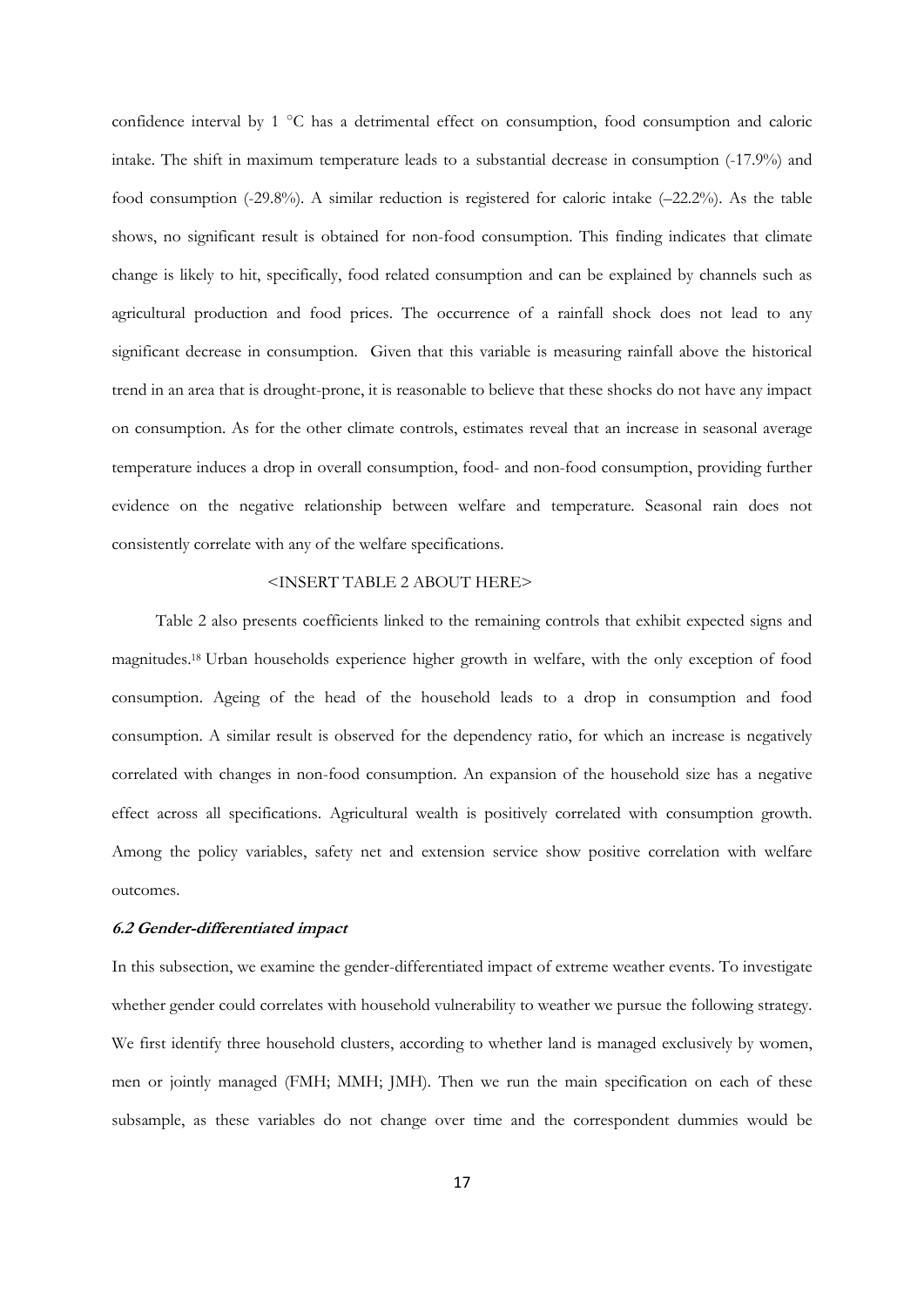confidence interval by 1 °C has a detrimental effect on consumption, food consumption and caloric intake. The shift in maximum temperature leads to a substantial decrease in consumption (-17.9%) and food consumption (-29.8%). A similar reduction is registered for caloric intake (–22.2%). As the table shows, no significant result is obtained for non-food consumption. This finding indicates that climate change is likely to hit, specifically, food related consumption and can be explained by channels such as agricultural production and food prices. The occurrence of a rainfall shock does not lead to any significant decrease in consumption. Given that this variable is measuring rainfall above the historical trend in an area that is drought-prone, it is reasonable to believe that these shocks do not have any impact on consumption. As for the other climate controls, estimates reveal that an increase in seasonal average temperature induces a drop in overall consumption, food- and non-food consumption, providing further evidence on the negative relationship between welfare and temperature. Seasonal rain does not consistently correlate with any of the welfare specifications.

<INSERT TABLE 2 ABOUT HERE>

Table 2 also presents coefficients linked to the remaining controls that exhibit expected signs and magnitudes.[18] Urban households experience higher growth in welfare, with the only exception of food consumption. Ageing of the head of the household leads to a drop in consumption and food consumption. A similar result is observed for the dependency ratio, for which an increase is negatively correlated with changes in non-food consumption. An expansion of the household size has a negative effect across all specifications. Agricultural wealth is positively correlated with consumption growth. Among the policy variables, safety net and extension service show positive correlation with welfare outcomes.

#### *6.2 Gender-differentiated impact*

In this subsection, we examine the gender-differentiated impact of extreme weather events. To investigate whether gender could correlates with household vulnerability to weather we pursue the following strategy. We first identify three household clusters, according to whether land is managed exclusively by women, men or jointly managed (FMH; MMH; JMH). Then we run the main specification on each of these subsample, as these variables do not change over time and the correspondent dummies would be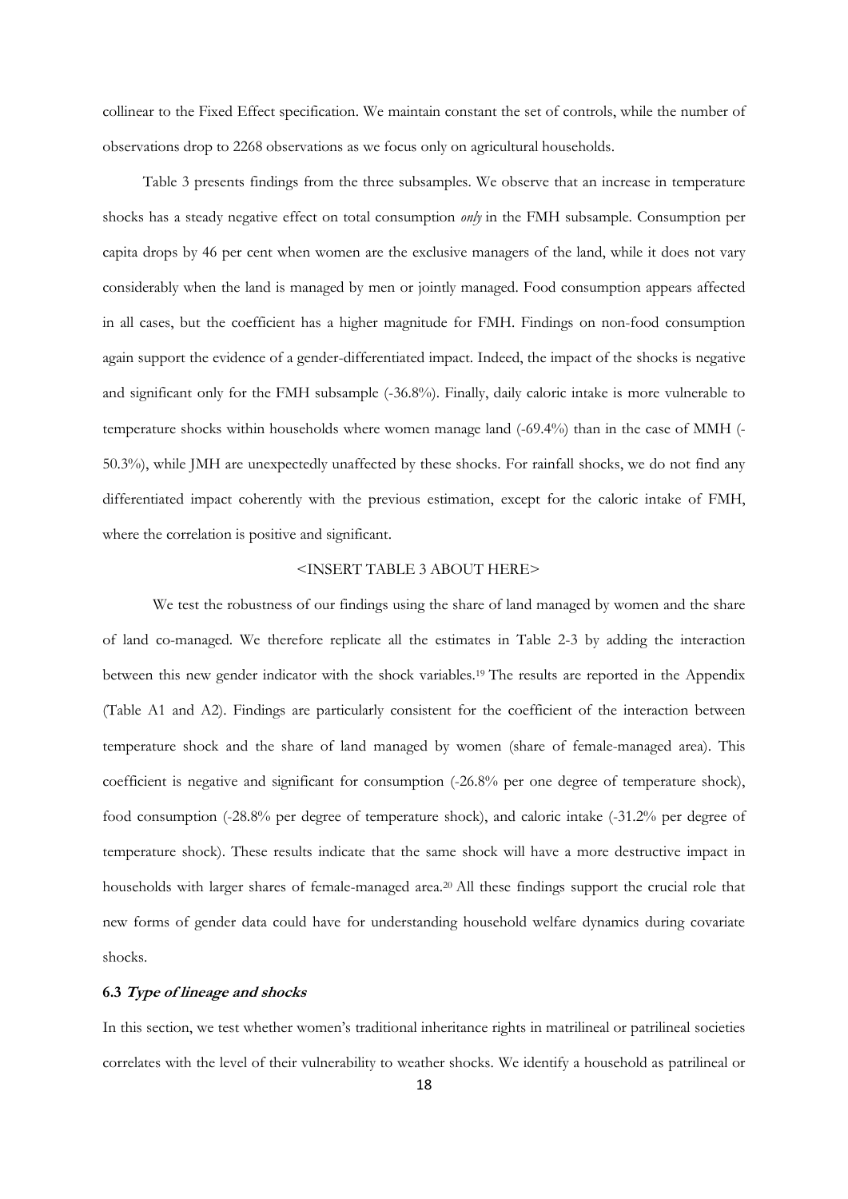collinear to the Fixed Effect specification. We maintain constant the set of controls, while the number of observations drop to 2268 observations as we focus only on agricultural households.

Table 3 presents findings from the three subsamples. We observe that an increase in temperature shocks has a steady negative effect on total consumption *only* in the FMH subsample. Consumption per capita drops by 46 per cent when women are the exclusive managers of the land, while it does not vary considerably when the land is managed by men or jointly managed. Food consumption appears affected in all cases, but the coefficient has a higher magnitude for FMH. Findings on non-food consumption again support the evidence of a gender-differentiated impact. Indeed, the impact of the shocks is negative and significant only for the FMH subsample (-36.8%). Finally, daily caloric intake is more vulnerable to temperature shocks within households where women manage land (-69.4%) than in the case of MMH (-50.3%), while JMH are unexpectedly unaffected by these shocks. For rainfall shocks, we do not find any differentiated impact coherently with the previous estimation, except for the caloric intake of FMH, where the correlation is positive and significant.

<INSERT TABLE 3 ABOUT HERE>

We test the robustness of our findings using the share of land managed by women and the share of land co-managed. We therefore replicate all the estimates in Table 2-3 by adding the interaction between this new gender indicator with the shock variables.[19] The results are reported in the Appendix (Table A1 and A2). Findings are particularly consistent for the coefficient of the interaction between temperature shock and the share of land managed by women (share of female-managed area). This coefficient is negative and significant for consumption (-26.8% per one degree of temperature shock), food consumption (-28.8% per degree of temperature shock), and caloric intake (-31.2% per degree of temperature shock). These results indicate that the same shock will have a more destructive impact in households with larger shares of female-managed area.[20] All these findings support the crucial role that new forms of gender data could have for understanding household welfare dynamics during covariate shocks.

### 6.3 *Type of lineage and shocks*

In this section, we test whether women's traditional inheritance rights in matrilineal or patrilineal societies correlates with the level of their vulnerability to weather shocks. We identify a household as patrilineal or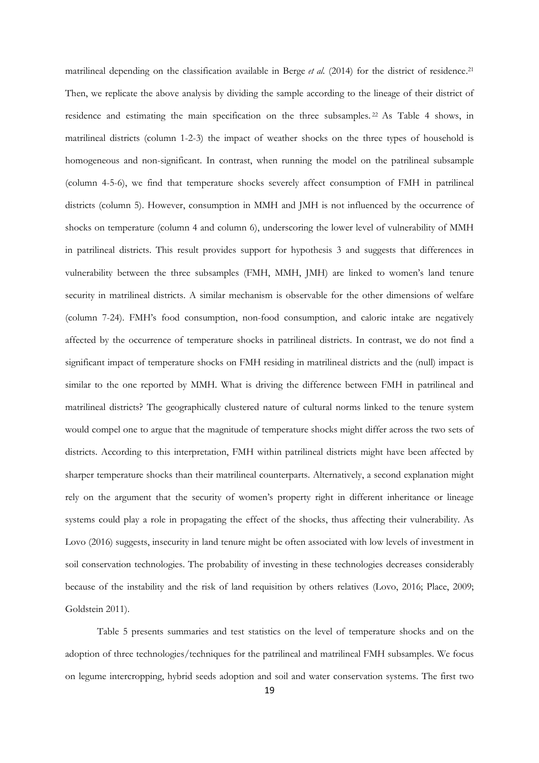matrilineal depending on the classification available in Berge *et al.* (2014) for the district of residence.[21] Then, we replicate the above analysis by dividing the sample according to the lineage of their district of residence and estimating the main specification on the three subsamples.[22] As Table 4 shows, in matrilineal districts (column 1-2-3) the impact of weather shocks on the three types of household is homogeneous and non-significant. In contrast, when running the model on the patrilineal subsample (column 4-5-6), we find that temperature shocks severely affect consumption of FMH in patrilineal districts (column 5). However, consumption in MMH and JMH is not influenced by the occurrence of shocks on temperature (column 4 and column 6), underscoring the lower level of vulnerability of MMH in patrilineal districts. This result provides support for hypothesis 3 and suggests that differences in vulnerability between the three subsamples (FMH, MMH, JMH) are linked to women's land tenure security in matrilineal districts. A similar mechanism is observable for the other dimensions of welfare (column 7-24). FMH's food consumption, non-food consumption, and caloric intake are negatively affected by the occurrence of temperature shocks in patrilineal districts. In contrast, we do not find a significant impact of temperature shocks on FMH residing in matrilineal districts and the (null) impact is similar to the one reported by MMH. What is driving the difference between FMH in patrilineal and matrilineal districts? The geographically clustered nature of cultural norms linked to the tenure system would compel one to argue that the magnitude of temperature shocks might differ across the two sets of districts. According to this interpretation, FMH within patrilineal districts might have been affected by sharper temperature shocks than their matrilineal counterparts. Alternatively, a second explanation might rely on the argument that the security of women's property right in different inheritance or lineage systems could play a role in propagating the effect of the shocks, thus affecting their vulnerability. As Lovo (2016) suggests, insecurity in land tenure might be often associated with low levels of investment in soil conservation technologies. The probability of investing in these technologies decreases considerably because of the instability and the risk of land requisition by others relatives (Lovo, 2016; Place, 2009; Goldstein 2011).

Table 5 presents summaries and test statistics on the level of temperature shocks and on the adoption of three technologies/techniques for the patrilineal and matrilineal FMH subsamples. We focus on legume intercropping, hybrid seeds adoption and soil and water conservation systems. The first two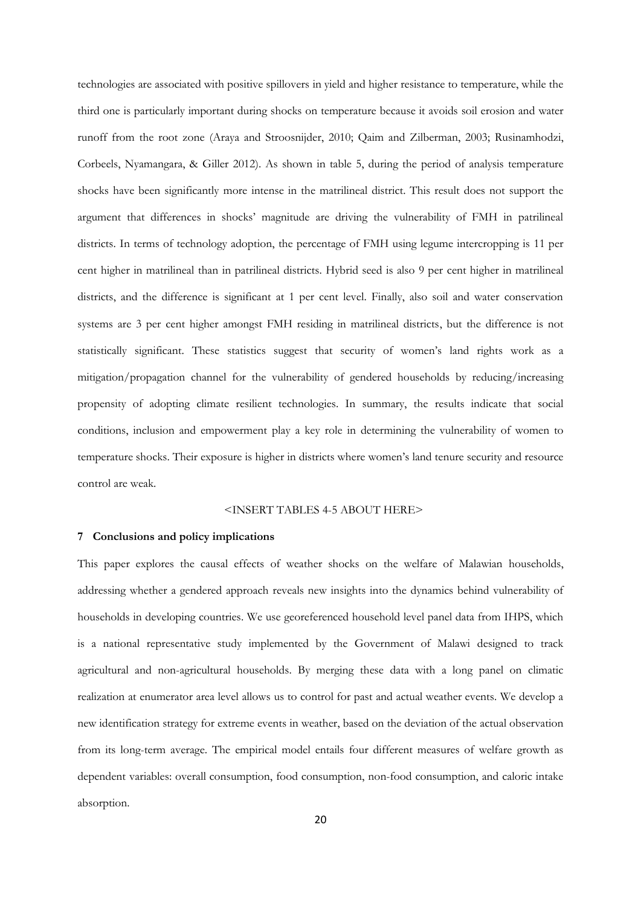technologies are associated with positive spillovers in yield and higher resistance to temperature, while the third one is particularly important during shocks on temperature because it avoids soil erosion and water runoff from the root zone (Araya and Stroosnijder, 2010; Qaim and Zilberman, 2003; Rusinamhodzi, Corbeels, Nyamangara, & Giller 2012). As shown in table 5, during the period of analysis temperature shocks have been significantly more intense in the matrilineal district. This result does not support the argument that differences in shocks' magnitude are driving the vulnerability of FMH in patrilineal districts. In terms of technology adoption, the percentage of FMH using legume intercropping is 11 per cent higher in matrilineal than in patrilineal districts. Hybrid seed is also 9 per cent higher in matrilineal districts, and the difference is significant at 1 per cent level. Finally, also soil and water conservation systems are 3 per cent higher amongst FMH residing in matrilineal districts, but the difference is not statistically significant. These statistics suggest that security of women's land rights work as a mitigation/propagation channel for the vulnerability of gendered households by reducing/increasing propensity of adopting climate resilient technologies. In summary, the results indicate that social conditions, inclusion and empowerment play a key role in determining the vulnerability of women to temperature shocks. Their exposure is higher in districts where women's land tenure security and resource control are weak.

<INSERT TABLES 4-5 ABOUT HERE>

## 7 Conclusions and policy implications

This paper explores the causal effects of weather shocks on the welfare of Malawian households, addressing whether a gendered approach reveals new insights into the dynamics behind vulnerability of households in developing countries. We use georeferenced household level panel data from IHPS, which is a national representative study implemented by the Government of Malawi designed to track agricultural and non-agricultural households. By merging these data with a long panel on climatic realization at enumerator area level allows us to control for past and actual weather events. We develop a new identification strategy for extreme events in weather, based on the deviation of the actual observation from its long-term average. The empirical model entails four different measures of welfare growth as dependent variables: overall consumption, food consumption, non-food consumption, and caloric intake absorption.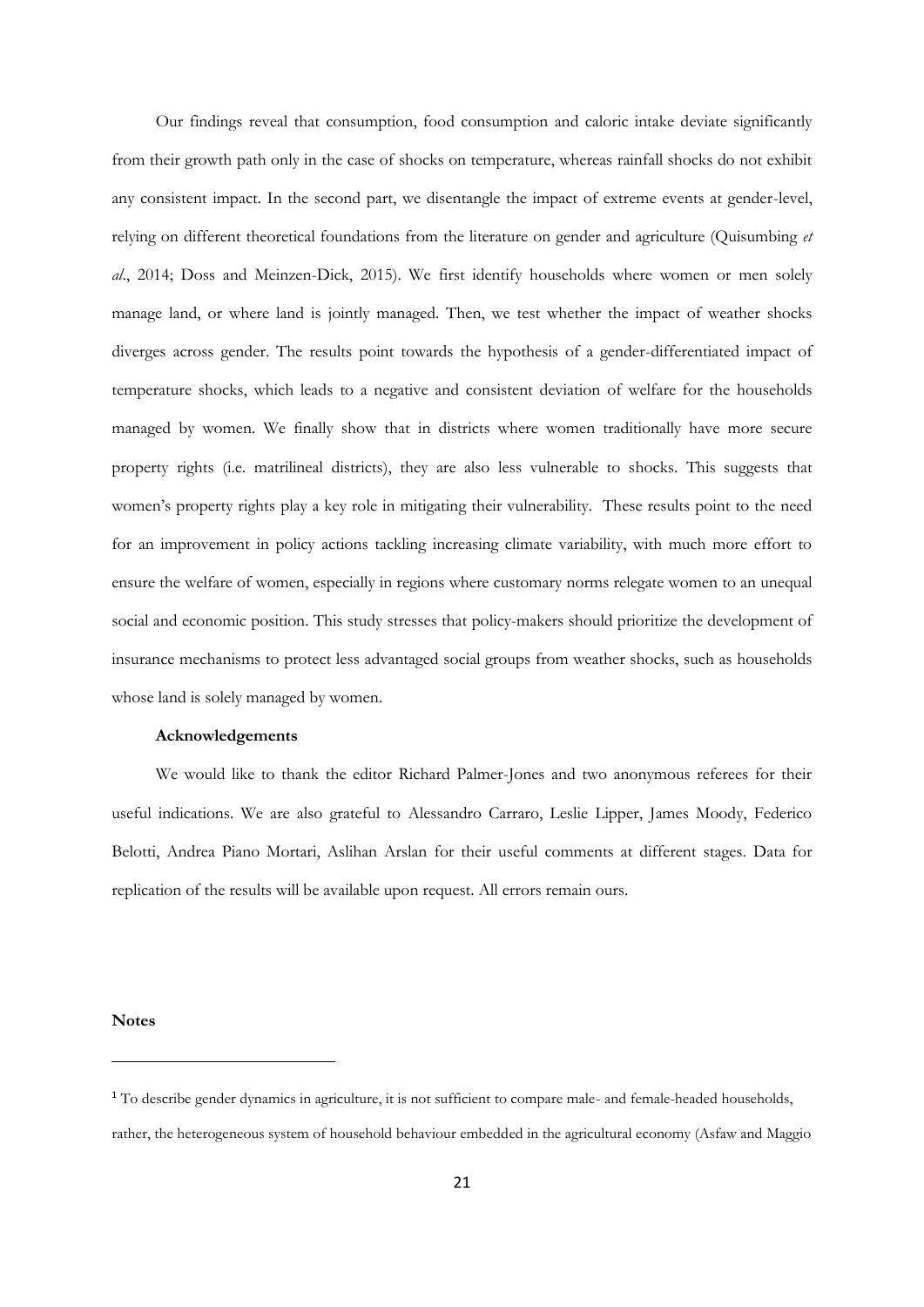Our findings reveal that consumption, food consumption and caloric intake deviate significantly from their growth path only in the case of shocks on temperature, whereas rainfall shocks do not exhibit any consistent impact. In the second part, we disentangle the impact of extreme events at gender-level, relying on different theoretical foundations from the literature on gender and agriculture (Quisumbing *et al*., 2014; Doss and Meinzen-Dick, 2015). We first identify households where women or men solely manage land, or where land is jointly managed. Then, we test whether the impact of weather shocks diverges across gender. The results point towards the hypothesis of a gender-differentiated impact of temperature shocks, which leads to a negative and consistent deviation of welfare for the households managed by women. We finally show that in districts where women traditionally have more secure property rights (i.e. matrilineal districts), they are also less vulnerable to shocks. This suggests that women's property rights play a key role in mitigating their vulnerability. These results point to the need for an improvement in policy actions tackling increasing climate variability, with much more effort to ensure the welfare of women, especially in regions where customary norms relegate women to an unequal social and economic position. This study stresses that policy-makers should prioritize the development of insurance mechanisms to protect less advantaged social groups from weather shocks, such as households whose land is solely managed by women.

**Acknowledgements**

We would like to thank the editor Richard Palmer-Jones and two anonymous referees for their useful indications. We are also grateful to Alessandro Carraro, Leslie Lipper, James Moody, Federico Belotti, Andrea Piano Mortari, Aslihan Arslan for their useful comments at different stages. Data for replication of the results will be available upon request. All errors remain ours.

**Notes**

[1] To describe gender dynamics in agriculture, it is not sufficient to compare male- and female-headed households, rather, the heterogeneous system of household behaviour embedded in the agricultural economy (Asfaw and Maggio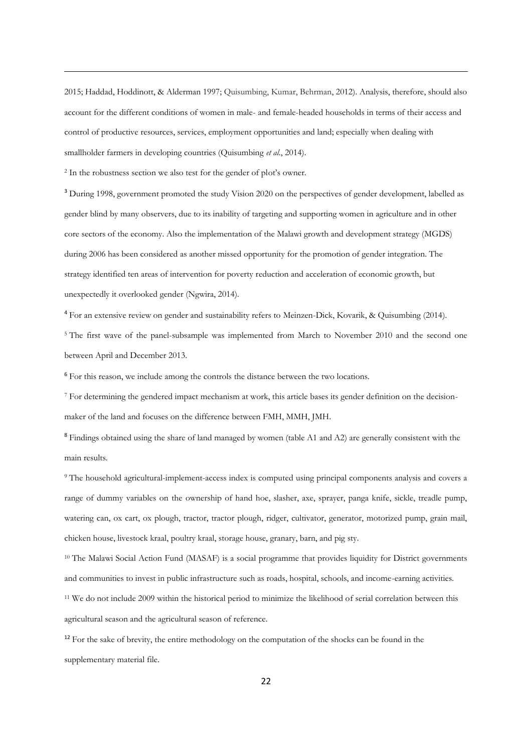2015; Haddad, Hoddinott, & Alderman 1997; Quisumbing, Kumar, Behrman, 2012). Analysis, therefore, should also account for the different conditions of women in male- and female-headed households in terms of their access and control of productive resources, services, employment opportunities and land; especially when dealing with smallholder farmers in developing countries (Quisumbing *et al.*, 2014).

[2] In the robustness section we also test for the gender of plot's owner.

[3] During 1998, government promoted the study Vision 2020 on the perspectives of gender development, labelled as gender blind by many observers, due to its inability of targeting and supporting women in agriculture and in other core sectors of the economy. Also the implementation of the Malawi growth and development strategy (MGDS) during 2006 has been considered as another missed opportunity for the promotion of gender integration. The strategy identified ten areas of intervention for poverty reduction and acceleration of economic growth, but unexpectedly it overlooked gender (Ngwira, 2014).

[4] For an extensive review on gender and sustainability refers to Meinzen-Dick, Kovarik, & Quisumbing (2014).

[5] The first wave of the panel-subsample was implemented from March to November 2010 and the second one between April and December 2013.

[6] For this reason, we include among the controls the distance between the two locations.

[7] For determining the gendered impact mechanism at work, this article bases its gender definition on the decision-maker of the land and focuses on the difference between FMH, MMH, JMH.

[8] Findings obtained using the share of land managed by women (table A1 and A2) are generally consistent with the main results.

[9] The household agricultural-implement-access index is computed using principal components analysis and covers a range of dummy variables on the ownership of hand hoe, slasher, axe, sprayer, panga knife, sickle, treadle pump, watering can, ox cart, ox plough, tractor, tractor plough, ridger, cultivator, generator, motorized pump, grain mail, chicken house, livestock kraal, poultry kraal, storage house, granary, barn, and pig sty.

[10] The Malawi Social Action Fund (MASAF) is a social programme that provides liquidity for District governments and communities to invest in public infrastructure such as roads, hospital, schools, and income-earning activities.

[11] We do not include 2009 within the historical period to minimize the likelihood of serial correlation between this agricultural season and the agricultural season of reference.

[12] For the sake of brevity, the entire methodology on the computation of the shocks can be found in the supplementary material file.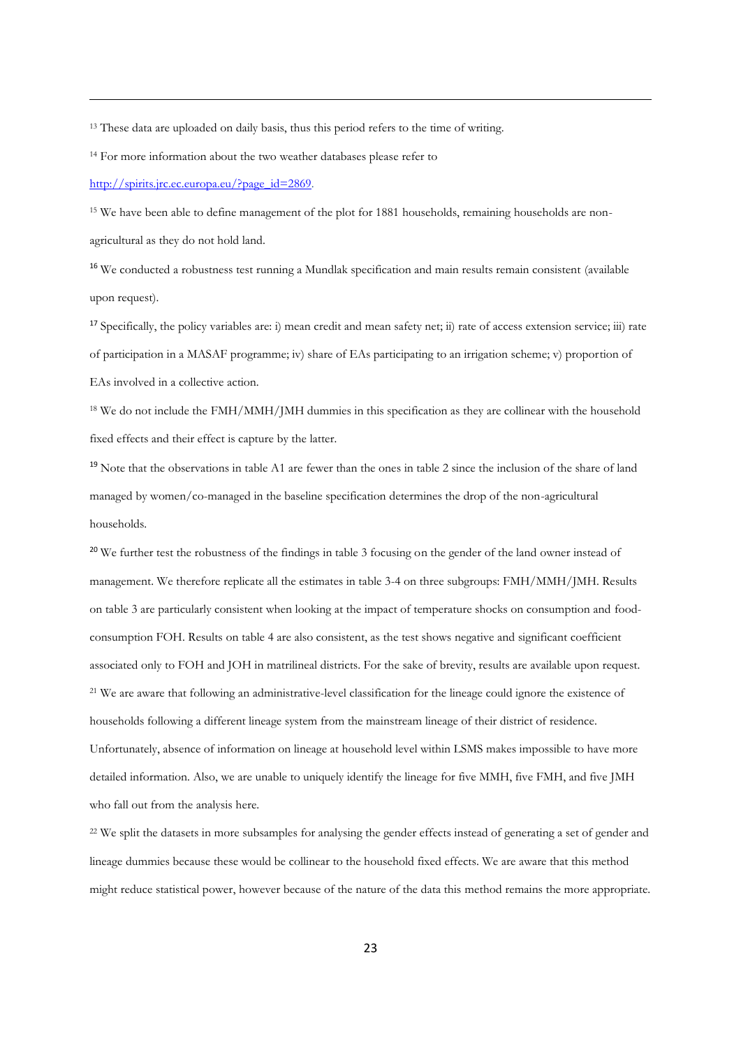[13] These data are uploaded on daily basis, thus this period refers to the time of writing.

[14] For more information about the two weather databases please refer to http://spirits.jrc.ec.europa.eu/?page_id=2869.

[15] We have been able to define management of the plot for 1881 households, remaining households are non-agricultural as they do not hold land.

[16] We conducted a robustness test running a Mundlak specification and main results remain consistent (available upon request).

[17] Specifically, the policy variables are: i) mean credit and mean safety net; ii) rate of access extension service; iii) rate of participation in a MASAF programme; iv) share of EAs participating to an irrigation scheme; v) proportion of EAs involved in a collective action.

[18] We do not include the FMH/MMH/JMH dummies in this specification as they are collinear with the household fixed effects and their effect is capture by the latter.

[19] Note that the observations in table A1 are fewer than the ones in table 2 since the inclusion of the share of land managed by women/co-managed in the baseline specification determines the drop of the non-agricultural households.

[20] We further test the robustness of the findings in table 3 focusing on the gender of the land owner instead of management. We therefore replicate all the estimates in table 3-4 on three subgroups: FMH/MMH/JMH. Results on table 3 are particularly consistent when looking at the impact of temperature shocks on consumption and food-consumption FOH. Results on table 4 are also consistent, as the test shows negative and significant coefficient associated only to FOH and JOH in matrilineal districts. For the sake of brevity, results are available upon request.

[21] We are aware that following an administrative-level classification for the lineage could ignore the existence of households following a different lineage system from the mainstream lineage of their district of residence. Unfortunately, absence of information on lineage at household level within LSMS makes impossible to have more detailed information. Also, we are unable to uniquely identify the lineage for five MMH, five FMH, and five JMH who fall out from the analysis here.

[22] We split the datasets in more subsamples for analysing the gender effects instead of generating a set of gender and lineage dummies because these would be collinear to the household fixed effects. We are aware that this method might reduce statistical power, however because of the nature of the data this method remains the more appropriate.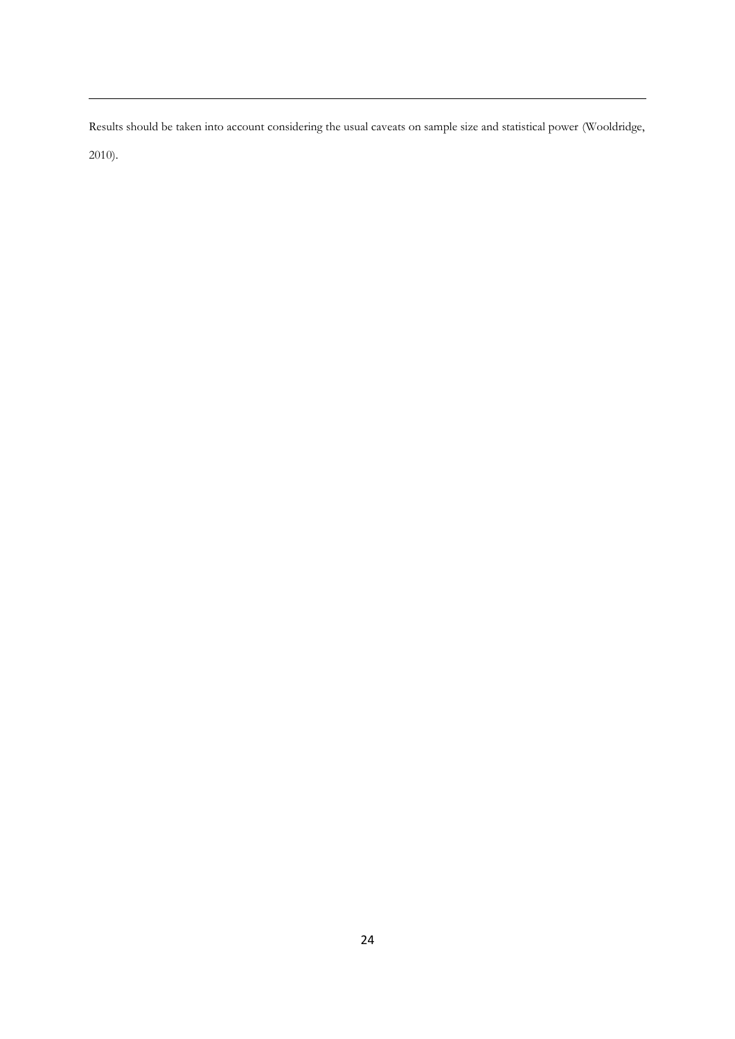Results should be taken into account considering the usual caveats on sample size and statistical power (Wooldridge, 2010).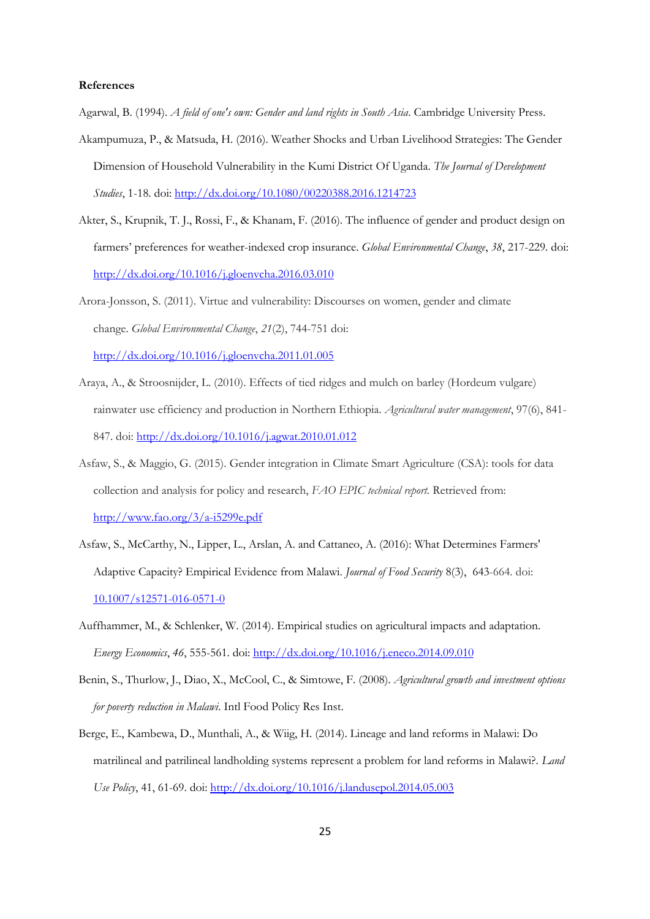**References**

Agarwal, B. (1994). *A field of one's own: Gender and land rights in South Asia*. Cambridge University Press.

Akampumuza, P., & Matsuda, H. (2016). Weather Shocks and Urban Livelihood Strategies: The Gender Dimension of Household Vulnerability in the Kumi District Of Uganda. *The Journal of Development Studies*, 1-18. doi: http://dx.doi.org/10.1080/00220388.2016.1214723

Akter, S., Krupnik, T. J., Rossi, F., & Khanam, F. (2016). The influence of gender and product design on farmers' preferences for weather-indexed crop insurance. *Global Environmental Change*, *38*, 217-229. doi: http://dx.doi.org/10.1016/j.gloenvcha.2016.03.010

Arora-Jonsson, S. (2011). Virtue and vulnerability: Discourses on women, gender and climate change. *Global Environmental Change*, *21*(2), 744-751 doi: http://dx.doi.org/10.1016/j.gloenvcha.2011.01.005

Araya, A., & Stroosnijder, L. (2010). Effects of tied ridges and mulch on barley (Hordeum vulgare) rainwater use efficiency and production in Northern Ethiopia. *Agricultural water management*, 97(6), 841-847. doi: http://dx.doi.org/10.1016/j.agwat.2010.01.012

Asfaw, S., & Maggio, G. (2015). Gender integration in Climate Smart Agriculture (CSA): tools for data collection and analysis for policy and research, *FAO EPIC technical report*. Retrieved from: http://www.fao.org/3/a-i5299e.pdf

Asfaw, S., McCarthy, N., Lipper, L., Arslan, A. and Cattaneo, A. (2016): What Determines Farmers' Adaptive Capacity? Empirical Evidence from Malawi. *Journal of Food Security* 8(3), 643-664. doi: 10.1007/s12571-016-0571-0

Auffhammer, M., & Schlenker, W. (2014). Empirical studies on agricultural impacts and adaptation. *Energy Economics*, *46*, 555-561. doi: http://dx.doi.org/10.1016/j.eneco.2014.09.010

Benin, S., Thurlow, J., Diao, X., McCool, C., & Simtowe, F. (2008). *Agricultural growth and investment options for poverty reduction in Malawi*. Intl Food Policy Res Inst.

Berge, E., Kambewa, D., Munthali, A., & Wiig, H. (2014). Lineage and land reforms in Malawi: Do matrilineal and patrilineal landholding systems represent a problem for land reforms in Malawi?. *Land Use Policy*, 41, 61-69. doi: http://dx.doi.org/10.1016/j.landusepol.2014.05.003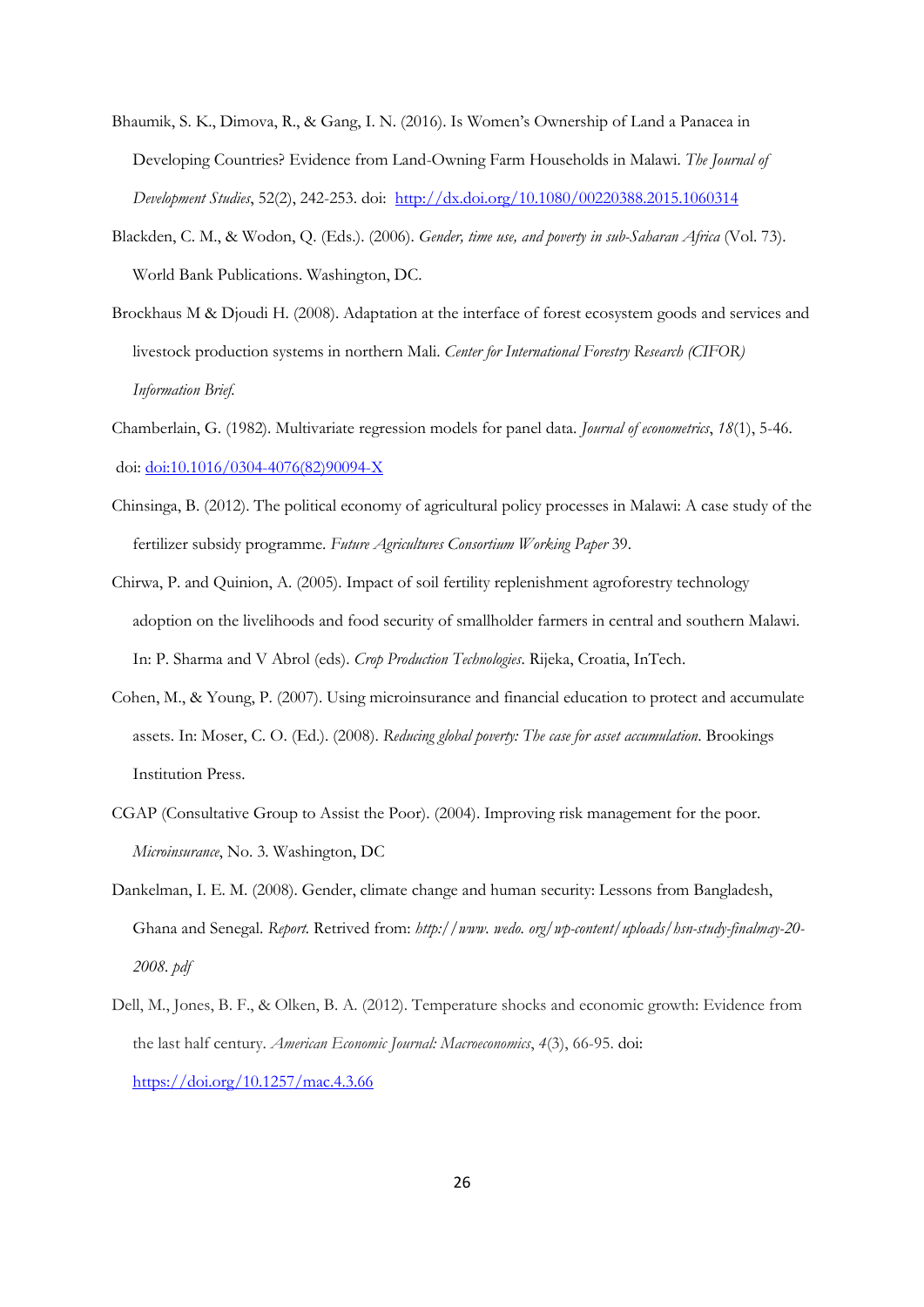Bhaumik, S. K., Dimova, R., & Gang, I. N. (2016). Is Women's Ownership of Land a Panacea in Developing Countries? Evidence from Land-Owning Farm Households in Malawi. *The Journal of Development Studies*, 52(2), 242-253. doi: http://dx.doi.org/10.1080/00220388.2015.1060314

Blackden, C. M., & Wodon, Q. (Eds.). (2006). *Gender, time use, and poverty in sub-Saharan Africa* (Vol. 73). World Bank Publications. Washington, DC.

Brockhaus M & Djoudi H. (2008). Adaptation at the interface of forest ecosystem goods and services and livestock production systems in northern Mali. *Center for International Forestry Research (CIFOR) Information Brief.*

Chamberlain, G. (1982). Multivariate regression models for panel data. *Journal of econometrics*, *18*(1), 5-46. doi: doi:10.1016/0304-4076(82)90094-X

Chinsinga, B. (2012). The political economy of agricultural policy processes in Malawi: A case study of the fertilizer subsidy programme. *Future Agricultures Consortium Working Paper* 39.

Chirwa, P. and Quinion, A. (2005). Impact of soil fertility replenishment agroforestry technology adoption on the livelihoods and food security of smallholder farmers in central and southern Malawi. In: P. Sharma and V Abrol (eds). *Crop Production Technologies*. Rijeka, Croatia, InTech.

Cohen, M., & Young, P. (2007). Using microinsurance and financial education to protect and accumulate assets. In: Moser, C. O. (Ed.). (2008). *Reducing global poverty: The case for asset accumulation*. Brookings Institution Press.

CGAP (Consultative Group to Assist the Poor). (2004). Improving risk management for the poor. *Microinsurance*, No. 3. Washington, DC

Dankelman, I. E. M. (2008). Gender, climate change and human security: Lessons from Bangladesh, Ghana and Senegal. *Report.* Retrived from: *http://www. wedo. org/wp-content/uploads/hsn-study-finalmay-20-2008. pdf*

Dell, M., Jones, B. F., & Olken, B. A. (2012). Temperature shocks and economic growth: Evidence from the last half century. *American Economic Journal: Macroeconomics*, *4*(3), 66-95. doi: https://doi.org/10.1257/mac.4.3.66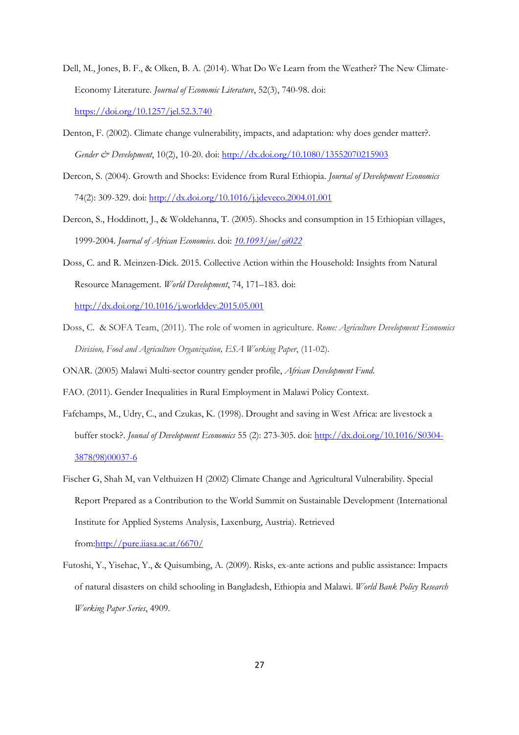Dell, M., Jones, B. F., & Olken, B. A. (2014). What Do We Learn from the Weather? The New Climate-Economy Literature. *Journal of Economic Literature*, 52(3), 740-98. doi: https://doi.org/10.1257/jel.52.3.740

Denton, F. (2002). Climate change vulnerability, impacts, and adaptation: why does gender matter?. *Gender & Development*, 10(2), 10-20. doi: http://dx.doi.org/10.1080/13552070215903

Dercon, S. (2004). Growth and Shocks: Evidence from Rural Ethiopia. *Journal of Development Economics* 74(2): 309-329. doi: http://dx.doi.org/10.1016/j.jdeveco.2004.01.001

Dercon, S., Hoddinott, J., & Woldehanna, T. (2005). Shocks and consumption in 15 Ethiopian villages, 1999-2004. *Journal of African Economies*. doi: *10.1093/jae/eji022*

Doss, C. and R. Meinzen-Dick. 2015. Collective Action within the Household: Insights from Natural Resource Management. *World Development*, 74, 171–183. doi: http://dx.doi.org/10.1016/j.worlddev.2015.05.001

Doss, C. & SOFA Team, (2011). The role of women in agriculture. *Rome: Agriculture Development Economics Division, Food and Agriculture Organization, ESA Working Paper*, (11-02).

ONAR. (2005) Malawi Multi-sector country gender profile, *African Development Fund*.

FAO. (2011). Gender Inequalities in Rural Employment in Malawi Policy Context.

Fafchamps, M., Udry, C., and Czukas, K. (1998). Drought and saving in West Africa: are livestock a buffer stock?. *Jounal of Development Economics* 55 (2): 273-305. doi: http://dx.doi.org/10.1016/S0304-3878(98)00037-6

Fischer G, Shah M, van Velthuizen H (2002) Climate Change and Agricultural Vulnerability. Special Report Prepared as a Contribution to the World Summit on Sustainable Development (International Institute for Applied Systems Analysis, Laxenburg, Austria). Retrieved from:http://pure.iiasa.ac.at/6670/

Futoshi, Y., Yisehac, Y., & Quisumbing, A. (2009). Risks, ex-ante actions and public assistance: Impacts of natural disasters on child schooling in Bangladesh, Ethiopia and Malawi. *World Bank Policy Research Working Paper Series*, 4909.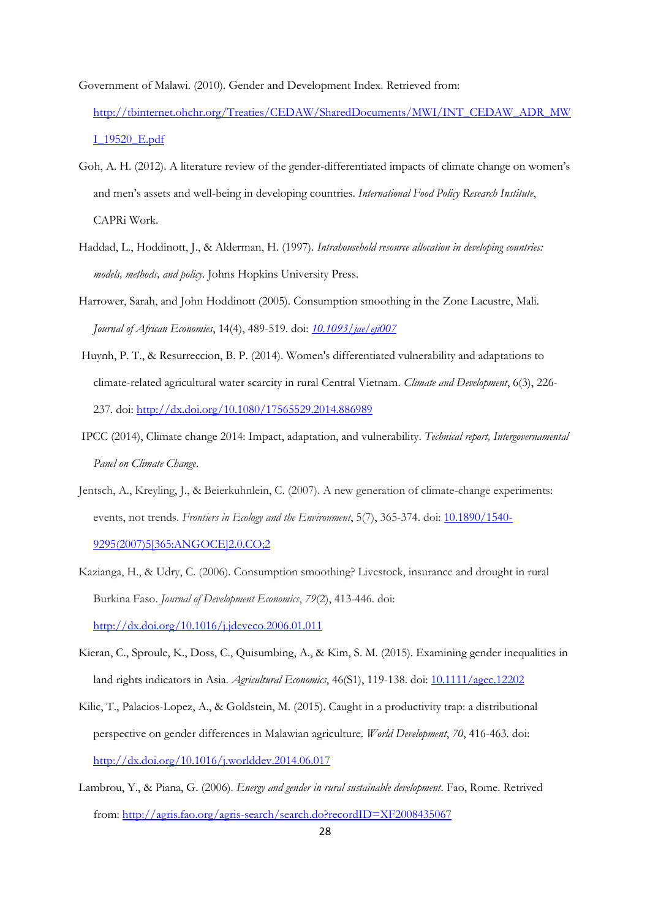Government of Malawi. (2010). Gender and Development Index. Retrieved from: http://tbinternet.ohchr.org/Treaties/CEDAW/SharedDocuments/MWI/INT_CEDAW_ADR_MWI_19520_E.pdf

Goh, A. H. (2012). A literature review of the gender-differentiated impacts of climate change on women's and men's assets and well-being in developing countries. *International Food Policy Research Institute*, CAPRi Work.

Haddad, L., Hoddinott, J., & Alderman, H. (1997). *Intrahousehold resource allocation in developing countries: models, methods, and policy*. Johns Hopkins University Press.

Harrower, Sarah, and John Hoddinott (2005). Consumption smoothing in the Zone Lacustre, Mali. *Journal of African Economies*, 14(4), 489-519. doi: *10.1093/jae/eji007*

Huynh, P. T., & Resurreccion, B. P. (2014). Women's differentiated vulnerability and adaptations to climate-related agricultural water scarcity in rural Central Vietnam. *Climate and Development*, 6(3), 226-237. doi: http://dx.doi.org/10.1080/17565529.2014.886989

IPCC (2014), Climate change 2014: Impact, adaptation, and vulnerability. *Technical report, Intergovernamental Panel on Climate Change*.

Jentsch, A., Kreyling, J., & Beierkuhnlein, C. (2007). A new generation of climate-change experiments: events, not trends. *Frontiers in Ecology and the Environment*, 5(7), 365-374. doi: 10.1890/1540-9295(2007)5[365:ANGOCE]2.0.CO;2

Kazianga, H., & Udry, C. (2006). Consumption smoothing? Livestock, insurance and drought in rural Burkina Faso. *Journal of Development Economics*, *79*(2), 413-446. doi: http://dx.doi.org/10.1016/j.jdeveco.2006.01.011

Kieran, C., Sproule, K., Doss, C., Quisumbing, A., & Kim, S. M. (2015). Examining gender inequalities in land rights indicators in Asia. *Agricultural Economics*, 46(S1), 119-138. doi: 10.1111/agec.12202

Kilic, T., Palacios-Lopez, A., & Goldstein, M. (2015). Caught in a productivity trap: a distributional perspective on gender differences in Malawian agriculture. *World Development*, *70*, 416-463. doi: http://dx.doi.org/10.1016/j.worlddev.2014.06.017

Lambrou, Y., & Piana, G. (2006). *Energy and gender in rural sustainable development*. Fao, Rome. Retrived from: http://agris.fao.org/agris-search/search.do?recordID=XF2008435067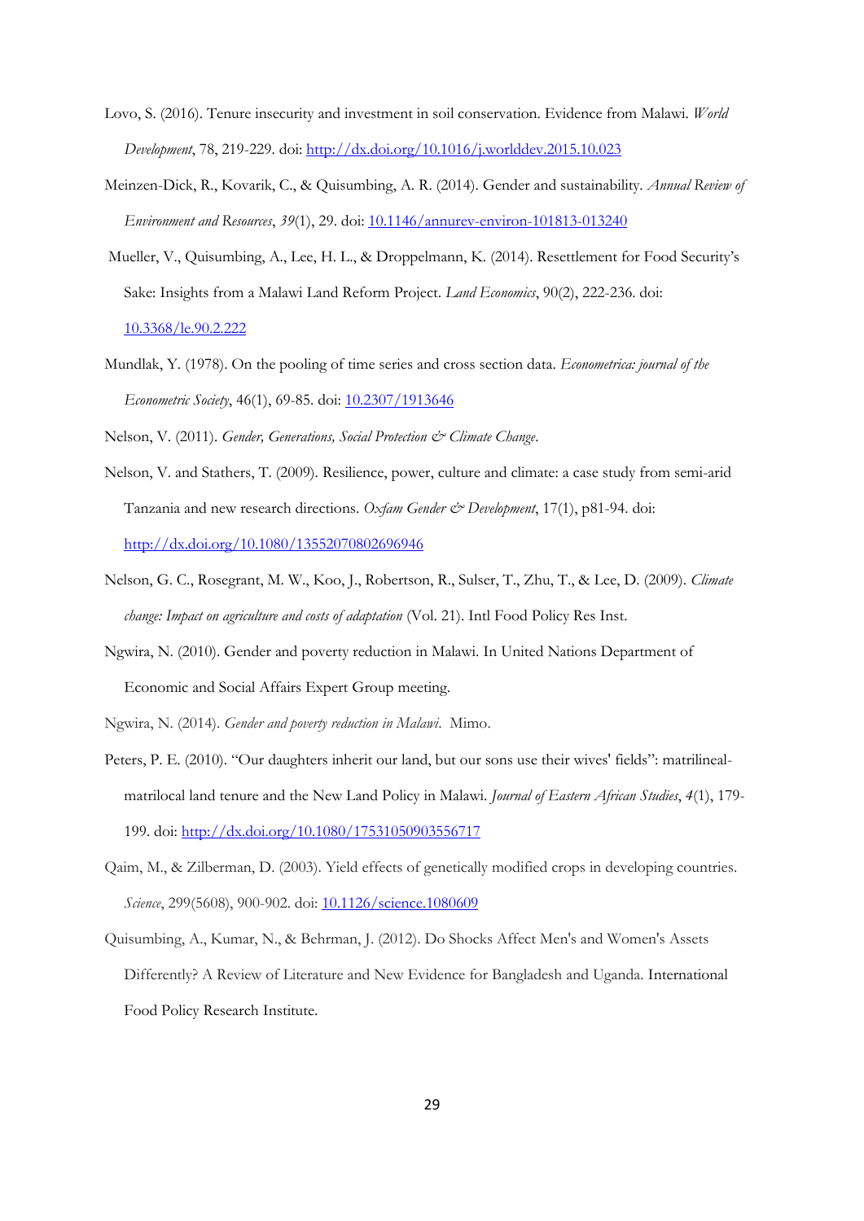Lovo, S. (2016). Tenure insecurity and investment in soil conservation. Evidence from Malawi. *World Development*, 78, 219-229. doi: http://dx.doi.org/10.1016/j.worlddev.2015.10.023

Meinzen-Dick, R., Kovarik, C., & Quisumbing, A. R. (2014). Gender and sustainability. *Annual Review of Environment and Resources*, *39*(1), 29. doi: 10.1146/annurev-environ-101813-013240

Mueller, V., Quisumbing, A., Lee, H. L., & Droppelmann, K. (2014). Resettlement for Food Security's Sake: Insights from a Malawi Land Reform Project. *Land Economics*, 90(2), 222-236. doi: 10.3368/le.90.2.222

Mundlak, Y. (1978). On the pooling of time series and cross section data. *Econometrica: journal of the Econometric Society*, 46(1), 69-85. doi: 10.2307/1913646

Nelson, V. (2011). *Gender, Generations, Social Protection & Climate Change*.

Nelson, V. and Stathers, T. (2009). Resilience, power, culture and climate: a case study from semi-arid Tanzania and new research directions. *Oxfam Gender & Development*, 17(1), p81-94. doi: http://dx.doi.org/10.1080/13552070802696946

Nelson, G. C., Rosegrant, M. W., Koo, J., Robertson, R., Sulser, T., Zhu, T., & Lee, D. (2009). *Climate change: Impact on agriculture and costs of adaptation* (Vol. 21). Intl Food Policy Res Inst.

Ngwira, N. (2010). Gender and poverty reduction in Malawi. In United Nations Department of Economic and Social Affairs Expert Group meeting.

Ngwira, N. (2014). *Gender and poverty reduction in Malawi*. Mimo.

Peters, P. E. (2010). "Our daughters inherit our land, but our sons use their wives' fields": matrilineal-matrilocal land tenure and the New Land Policy in Malawi. *Journal of Eastern African Studies*, *4*(1), 179-199. doi: http://dx.doi.org/10.1080/17531050903556717

Qaim, M., & Zilberman, D. (2003). Yield effects of genetically modified crops in developing countries. *Science*, 299(5608), 900-902. doi: 10.1126/science.1080609

Quisumbing, A., Kumar, N., & Behrman, J. (2012). Do Shocks Affect Men's and Women's Assets Differently? A Review of Literature and New Evidence for Bangladesh and Uganda. International Food Policy Research Institute.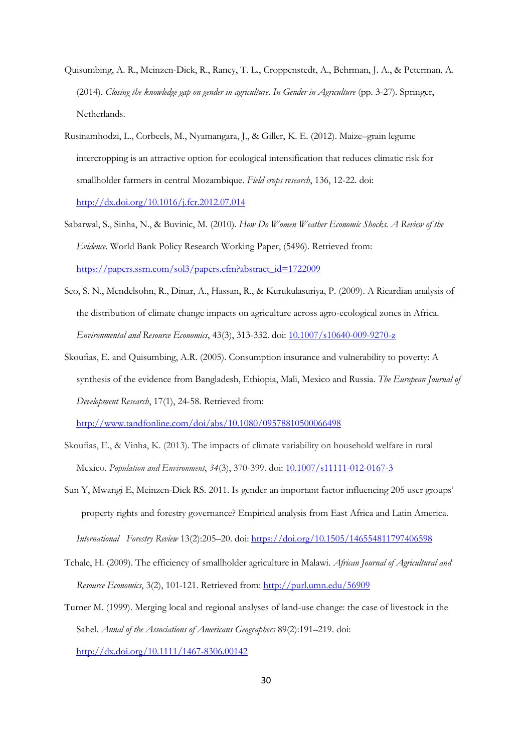Quisumbing, A. R., Meinzen-Dick, R., Raney, T. L., Croppenstedt, A., Behrman, J. A., & Peterman, A. (2014). *Closing the knowledge gap on gender in agriculture. In Gender in Agriculture* (pp. 3-27). Springer, Netherlands.

Rusinamhodzi, L., Corbeels, M., Nyamangara, J., & Giller, K. E. (2012). Maize–grain legume intercropping is an attractive option for ecological intensification that reduces climatic risk for smallholder farmers in central Mozambique. *Field crops research*, 136, 12-22. doi: http://dx.doi.org/10.1016/j.fcr.2012.07.014

Sabarwal, S., Sinha, N., & Buvinic, M. (2010). *How Do Women Weather Economic Shocks. A Review of the Evidence*. World Bank Policy Research Working Paper, (5496). Retrieved from: https://papers.ssrn.com/sol3/papers.cfm?abstract_id=1722009

Seo, S. N., Mendelsohn, R., Dinar, A., Hassan, R., & Kurukulasuriya, P. (2009). A Ricardian analysis of the distribution of climate change impacts on agriculture across agro-ecological zones in Africa. *Environmental and Resource Economics*, 43(3), 313-332. doi: 10.1007/s10640-009-9270-z

Skoufias, E. and Quisumbing, A.R. (2005). Consumption insurance and vulnerability to poverty: A synthesis of the evidence from Bangladesh, Ethiopia, Mali, Mexico and Russia. *The European Journal of Development Research*, 17(1), 24-58. Retrieved from: http://www.tandfonline.com/doi/abs/10.1080/09578810500066498

Skoufias, E., & Vinha, K. (2013). The impacts of climate variability on household welfare in rural Mexico. *Population and Environment*, *34*(3), 370-399. doi: 10.1007/s11111-012-0167-3

Sun Y, Mwangi E, Meinzen-Dick RS. 2011. Is gender an important factor influencing 205 user groups' property rights and forestry governance? Empirical analysis from East Africa and Latin America. *International Forestry Review* 13(2):205–20. doi: https://doi.org/10.1505/146554811797406598

Tchale, H. (2009). The efficiency of smallholder agriculture in Malawi. *African Journal of Agricultural and Resource Economics*, 3(2), 101-121. Retrieved from: http://purl.umn.edu/56909

Turner M. (1999). Merging local and regional analyses of land-use change: the case of livestock in the Sahel. *Annal of the Associations of Americans Geographers* 89(2):191–219. doi: http://dx.doi.org/10.1111/1467-8306.00142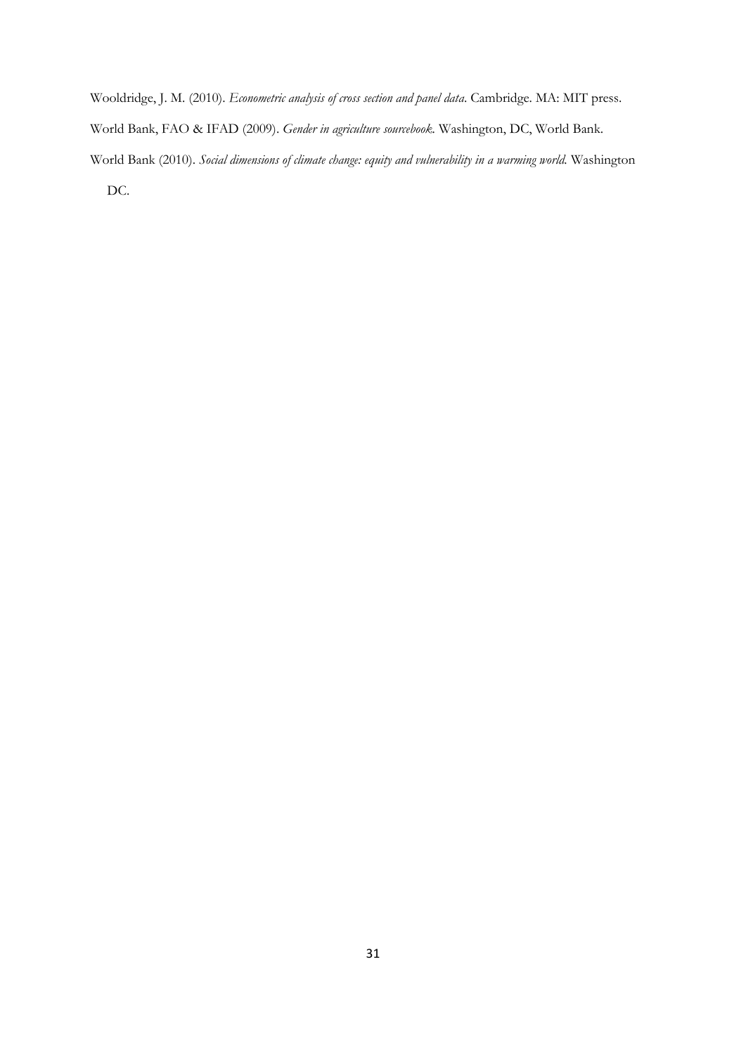Wooldridge, J. M. (2010). *Econometric analysis of cross section and panel data*. Cambridge. MA: MIT press.

World Bank, FAO & IFAD (2009). *Gender in agriculture sourcebook*. Washington, DC, World Bank.

World Bank (2010). *Social dimensions of climate change: equity and vulnerability in a warming world*. Washington DC.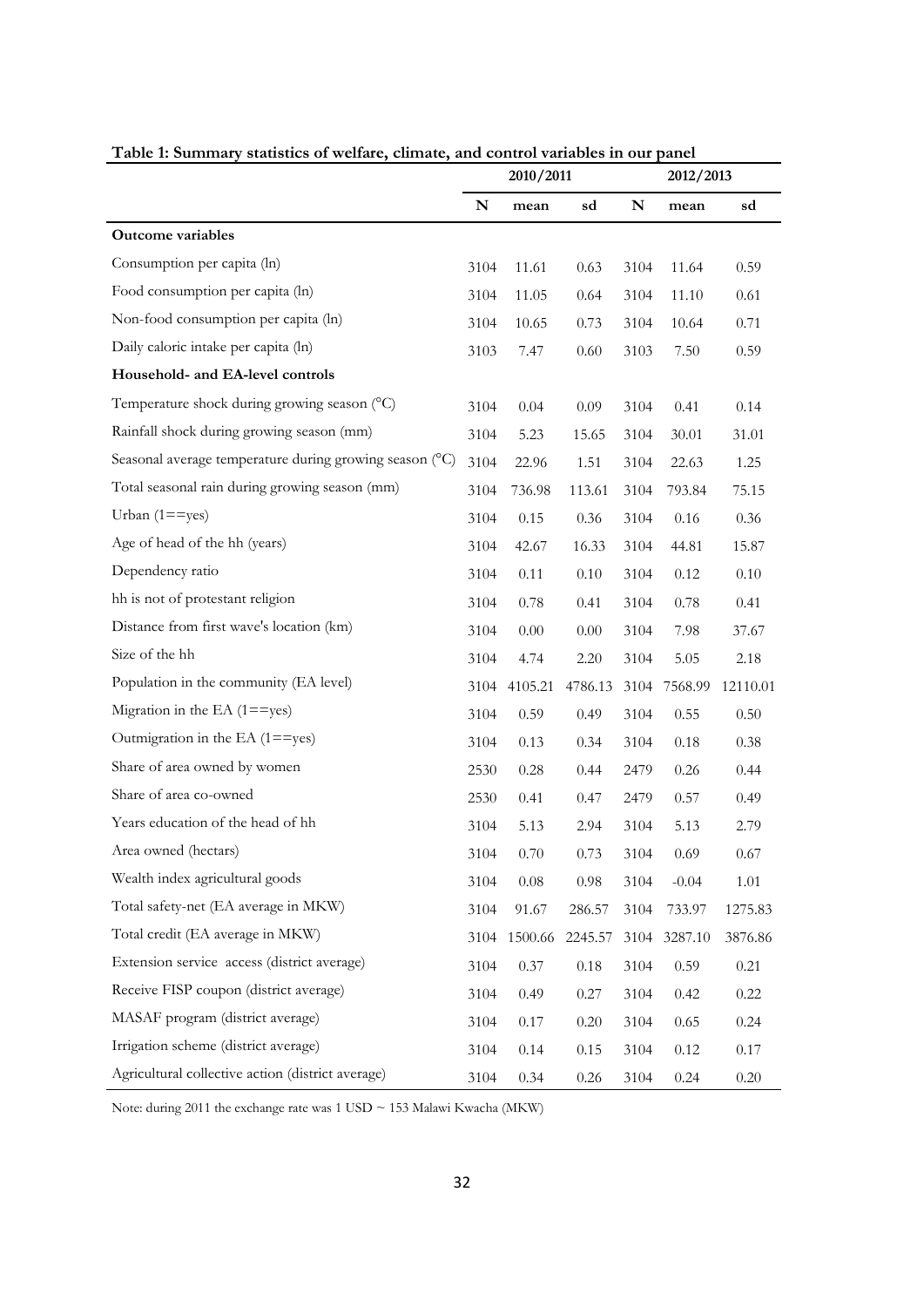**Table 1: Summary statistics of welfare, climate, and control variables in our panel**

| | 2010/2011 | | | 2012/2013 | | |
|---|---|---|---|---|---|---|
| | N | mean | sd | N | mean | sd |
| **Outcome variables** | | | | | | |
| Consumption per capita (ln) | 3104 | 11.61 | 0.63 | 3104 | 11.64 | 0.59 |
| Food consumption per capita (ln) | 3104 | 11.05 | 0.64 | 3104 | 11.10 | 0.61 |
| Non-food consumption per capita (ln) | 3104 | 10.65 | 0.73 | 3104 | 10.64 | 0.71 |
| Daily caloric intake per capita (ln) | 3103 | 7.47 | 0.60 | 3103 | 7.50 | 0.59 |
| **Household- and EA-level controls** | | | | | | |
| Temperature shock during growing season (°C) | 3104 | 0.04 | 0.09 | 3104 | 0.41 | 0.14 |
| Rainfall shock during growing season (mm) | 3104 | 5.23 | 15.65 | 3104 | 30.01 | 31.01 |
| Seasonal average temperature during growing season (°C) | 3104 | 22.96 | 1.51 | 3104 | 22.63 | 1.25 |
| Total seasonal rain during growing season (mm) | 3104 | 736.98 | 113.61 | 3104 | 793.84 | 75.15 |
| Urban (1==yes) | 3104 | 0.15 | 0.36 | 3104 | 0.16 | 0.36 |
| Age of head of the hh (years) | 3104 | 42.67 | 16.33 | 3104 | 44.81 | 15.87 |
| Dependency ratio | 3104 | 0.11 | 0.10 | 3104 | 0.12 | 0.10 |
| hh is not of protestant religion | 3104 | 0.78 | 0.41 | 3104 | 0.78 | 0.41 |
| Distance from first wave's location (km) | 3104 | 0.00 | 0.00 | 3104 | 7.98 | 37.67 |
| Size of the hh | 3104 | 4.74 | 2.20 | 3104 | 5.05 | 2.18 |
| Population in the community (EA level) | 3104 | 4105.21 | 4786.13 | 3104 | 7568.99 | 12110.01 |
| Migration in the EA (1==yes) | 3104 | 0.59 | 0.49 | 3104 | 0.55 | 0.50 |
| Outmigration in the EA (1==yes) | 3104 | 0.13 | 0.34 | 3104 | 0.18 | 0.38 |
| Share of area owned by women | 2530 | 0.28 | 0.44 | 2479 | 0.26 | 0.44 |
| Share of area co-owned | 2530 | 0.41 | 0.47 | 2479 | 0.57 | 0.49 |
| Years education of the head of hh | 3104 | 5.13 | 2.94 | 3104 | 5.13 | 2.79 |
| Area owned (hectars) | 3104 | 0.70 | 0.73 | 3104 | 0.69 | 0.67 |
| Wealth index agricultural goods | 3104 | 0.08 | 0.98 | 3104 | -0.04 | 1.01 |
| Total safety-net (EA average in MKW) | 3104 | 91.67 | 286.57 | 3104 | 733.97 | 1275.83 |
| Total credit (EA average in MKW) | 3104 | 1500.66 | 2245.57 | 3104 | 3287.10 | 3876.86 |
| Extension service access (district average) | 3104 | 0.37 | 0.18 | 3104 | 0.59 | 0.21 |
| Receive FISP coupon (district average) | 3104 | 0.49 | 0.27 | 3104 | 0.42 | 0.22 |
| MASAF program (district average) | 3104 | 0.17 | 0.20 | 3104 | 0.65 | 0.24 |
| Irrigation scheme (district average) | 3104 | 0.14 | 0.15 | 3104 | 0.12 | 0.17 |
| Agricultural collective action (district average) | 3104 | 0.34 | 0.26 | 3104 | 0.24 | 0.20 |

Note: during 2011 the exchange rate was 1 USD ~ 153 Malawi Kwacha (MKW)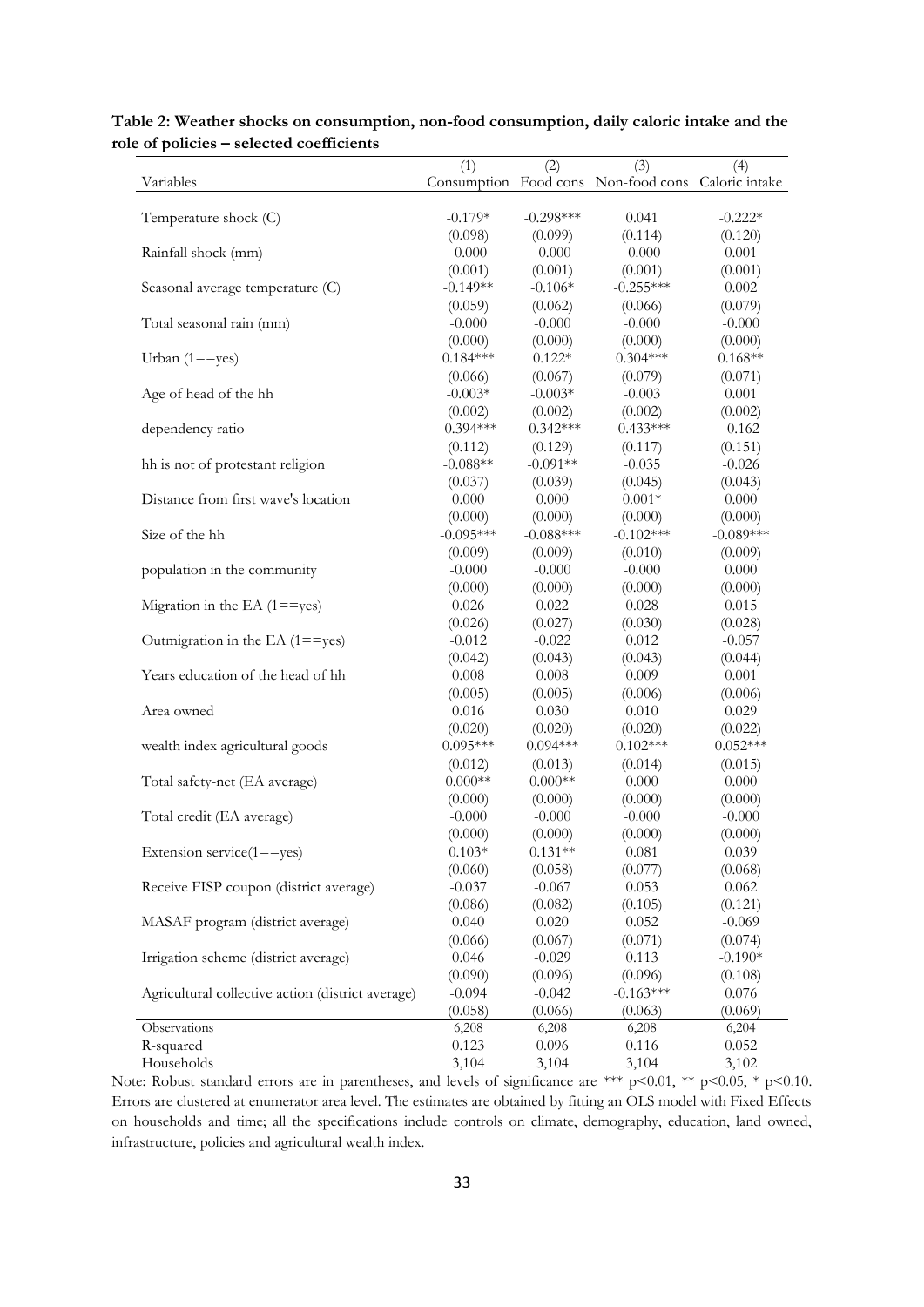**Table 2: Weather shocks on consumption, non-food consumption, daily caloric intake and the role of policies – selected coefficients**

| | (1) | (2) | (3) | (4) |
|---|---|---|---|---|
| Variables | Consumption | Food cons | Non-food cons | Caloric intake |
| Temperature shock (C) | -0.179* | -0.298*** | 0.041 | -0.222* |
| | (0.098) | (0.099) | (0.114) | (0.120) |
| Rainfall shock (mm) | -0.000 | -0.000 | -0.000 | 0.001 |
| | (0.001) | (0.001) | (0.001) | (0.001) |
| Seasonal average temperature (C) | -0.149** | -0.106* | -0.255*** | 0.002 |
| | (0.059) | (0.062) | (0.066) | (0.079) |
| Total seasonal rain (mm) | -0.000 | -0.000 | -0.000 | -0.000 |
| | (0.000) | (0.000) | (0.000) | (0.000) |
| Urban (1==yes) | 0.184*** | 0.122* | 0.304*** | 0.168** |
| | (0.066) | (0.067) | (0.079) | (0.071) |
| Age of head of the hh | -0.003* | -0.003* | -0.003 | 0.001 |
| | (0.002) | (0.002) | (0.002) | (0.002) |
| dependency ratio | -0.394*** | -0.342*** | -0.433*** | -0.162 |
| | (0.112) | (0.129) | (0.117) | (0.151) |
| hh is not of protestant religion | -0.088** | -0.091** | -0.035 | -0.026 |
| | (0.037) | (0.039) | (0.045) | (0.043) |
| Distance from first wave's location | 0.000 | 0.000 | 0.001* | 0.000 |
| | (0.000) | (0.000) | (0.000) | (0.000) |
| Size of the hh | -0.095*** | -0.088*** | -0.102*** | -0.089*** |
| | (0.009) | (0.009) | (0.010) | (0.009) |
| population in the community | -0.000 | -0.000 | -0.000 | 0.000 |
| | (0.000) | (0.000) | (0.000) | (0.000) |
| Migration in the EA (1==yes) | 0.026 | 0.022 | 0.028 | 0.015 |
| | (0.026) | (0.027) | (0.030) | (0.028) |
| Outmigration in the EA (1==yes) | -0.012 | -0.022 | 0.012 | -0.057 |
| | (0.042) | (0.043) | (0.043) | (0.044) |
| Years education of the head of hh | 0.008 | 0.008 | 0.009 | 0.001 |
| | (0.005) | (0.005) | (0.006) | (0.006) |
| Area owned | 0.016 | 0.030 | 0.010 | 0.029 |
| | (0.020) | (0.020) | (0.020) | (0.022) |
| wealth index agricultural goods | 0.095*** | 0.094*** | 0.102*** | 0.052*** |
| | (0.012) | (0.013) | (0.014) | (0.015) |
| Total safety-net (EA average) | 0.000** | 0.000** | 0.000 | 0.000 |
| | (0.000) | (0.000) | (0.000) | (0.000) |
| Total credit (EA average) | -0.000 | -0.000 | -0.000 | -0.000 |
| | (0.000) | (0.000) | (0.000) | (0.000) |
| Extension service(1==yes) | 0.103* | 0.131** | 0.081 | 0.039 |
| | (0.060) | (0.058) | (0.077) | (0.068) |
| Receive FISP coupon (district average) | -0.037 | -0.067 | 0.053 | 0.062 |
| | (0.086) | (0.082) | (0.105) | (0.121) |
| MASAF program (district average) | 0.040 | 0.020 | 0.052 | -0.069 |
| | (0.066) | (0.067) | (0.071) | (0.074) |
| Irrigation scheme (district average) | 0.046 | -0.029 | 0.113 | -0.190* |
| | (0.090) | (0.096) | (0.096) | (0.108) |
| Agricultural collective action (district average) | -0.094 | -0.042 | -0.163*** | 0.076 |
| | (0.058) | (0.066) | (0.063) | (0.069) |
| Observations | 6,208 | 6,208 | 6,208 | 6,204 |
| R-squared | 0.123 | 0.096 | 0.116 | 0.052 |
| Households | 3,104 | 3,104 | 3,104 | 3,102 |

Note: Robust standard errors are in parentheses, and levels of significance are *** p<0.01, ** p<0.05, * p<0.10. Errors are clustered at enumerator area level. The estimates are obtained by fitting an OLS model with Fixed Effects on households and time; all the specifications include controls on climate, demography, education, land owned, infrastructure, policies and agricultural wealth index.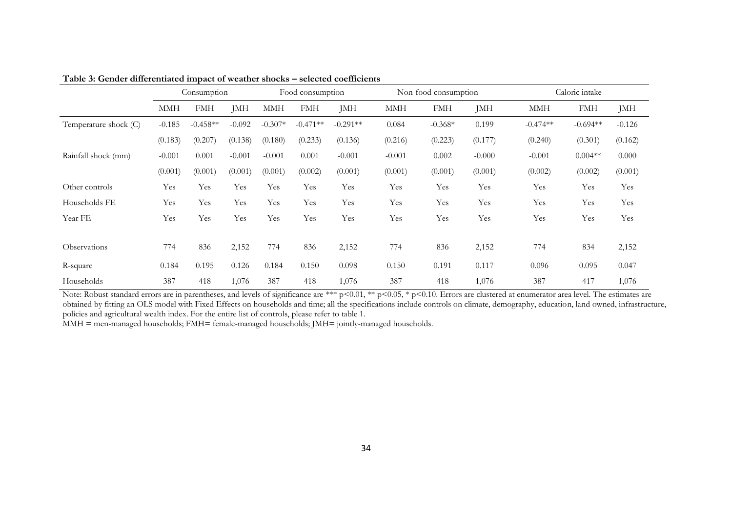**Table 3: Gender differentiated impact of weather shocks – selected coefficients**

| | Consumption | | | Food consumption | | | Non-food consumption | | | Caloric intake | | |
|---|---|---|---|---|---|---|---|---|---|---|---|---|
| | MMH | FMH | JMH | MMH | FMH | JMH | MMH | FMH | JMH | MMH | FMH | JMH |
| Temperature shock (C) | -0.185 | -0.458** | -0.092 | -0.307* | -0.471** | -0.291** | 0.084 | -0.368* | 0.199 | -0.474** | -0.694** | -0.126 |
| | (0.183) | (0.207) | (0.138) | (0.180) | (0.233) | (0.136) | (0.216) | (0.223) | (0.177) | (0.240) | (0.301) | (0.162) |
| Rainfall shock (mm) | -0.001 | 0.001 | -0.001 | -0.001 | 0.001 | -0.001 | -0.001 | 0.002 | -0.000 | -0.001 | 0.004** | 0.000 |
| | (0.001) | (0.001) | (0.001) | (0.001) | (0.002) | (0.001) | (0.001) | (0.001) | (0.001) | (0.002) | (0.002) | (0.001) |
| Other controls | Yes | Yes | Yes | Yes | Yes | Yes | Yes | Yes | Yes | Yes | Yes | Yes |
| Households FE | Yes | Yes | Yes | Yes | Yes | Yes | Yes | Yes | Yes | Yes | Yes | Yes |
| Year FE | Yes | Yes | Yes | Yes | Yes | Yes | Yes | Yes | Yes | Yes | Yes | Yes |
| Observations | 774 | 836 | 2,152 | 774 | 836 | 2,152 | 774 | 836 | 2,152 | 774 | 834 | 2,152 |
| R-square | 0.184 | 0.195 | 0.126 | 0.184 | 0.150 | 0.098 | 0.150 | 0.191 | 0.117 | 0.096 | 0.095 | 0.047 |
| Households | 387 | 418 | 1,076 | 387 | 418 | 1,076 | 387 | 418 | 1,076 | 387 | 417 | 1,076 |

Note: Robust standard errors are in parentheses, and levels of significance are *** p<0.01, ** p<0.05, * p<0.10. Errors are clustered at enumerator area level. The estimates are obtained by fitting an OLS model with Fixed Effects on households and time; all the specifications include controls on climate, demography, education, land owned, infrastructure, policies and agricultural wealth index. For the entire list of controls, please refer to table 1.
MMH = men-managed households; FMH= female-managed households; JMH= jointly-managed households.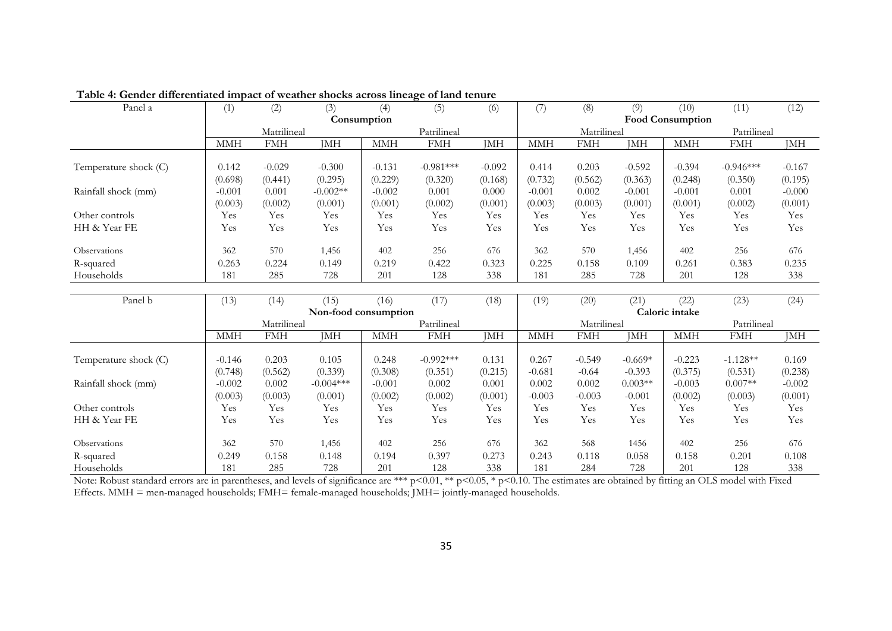**Table 4: Gender differentiated impact of weather shocks across lineage of land tenure**

| Panel a | (1) | (2) | (3) | (4) | (5) | (6) | (7) | (8) | (9) | (10) | (11) | (12) |
|---|---|---|---|---|---|---|---|---|---|---|---|---|
| | Consumption | | | | | | Food Consumption | | | | | |
| | Matrilineal | | | Patrilineal | | | Matrilineal | | | Patrilineal | | |
| | MMH | FMH | JMH | MMH | FMH | JMH | MMH | FMH | JMH | MMH | FMH | JMH |
| Temperature shock (C) | 0.142 | -0.029 | -0.300 | -0.131 | -0.981*** | -0.092 | 0.414 | 0.203 | -0.592 | -0.394 | -0.946*** | -0.167 |
| | (0.698) | (0.441) | (0.295) | (0.229) | (0.320) | (0.168) | (0.732) | (0.562) | (0.363) | (0.248) | (0.350) | (0.195) |
| Rainfall shock (mm) | -0.001 | 0.001 | -0.002** | -0.002 | 0.001 | 0.000 | -0.001 | 0.002 | -0.001 | -0.001 | 0.001 | -0.000 |
| | (0.003) | (0.002) | (0.001) | (0.001) | (0.002) | (0.001) | (0.003) | (0.003) | (0.001) | (0.001) | (0.002) | (0.001) |
| Other controls | Yes | Yes | Yes | Yes | Yes | Yes | Yes | Yes | Yes | Yes | Yes | Yes |
| HH & Year FE | Yes | Yes | Yes | Yes | Yes | Yes | Yes | Yes | Yes | Yes | Yes | Yes |
| Observations | 362 | 570 | 1,456 | 402 | 256 | 676 | 362 | 570 | 1,456 | 402 | 256 | 676 |
| R-squared | 0.263 | 0.224 | 0.149 | 0.219 | 0.422 | 0.323 | 0.225 | 0.158 | 0.109 | 0.261 | 0.383 | 0.235 |
| Households | 181 | 285 | 728 | 201 | 128 | 338 | 181 | 285 | 728 | 201 | 128 | 338 |

| Panel b | (13) | (14) | (15) | (16) | (17) | (18) | (19) | (20) | (21) | (22) | (23) | (24) |
|---|---|---|---|---|---|---|---|---|---|---|---|---|
| | Non-food consumption | | | | | | Caloric intake | | | | | |
| | Matrilineal | | | Patrilineal | | | Matrilineal | | | Patrilineal | | |
| | MMH | FMH | JMH | MMH | FMH | JMH | MMH | FMH | JMH | MMH | FMH | JMH |
| Temperature shock (C) | -0.146 | 0.203 | 0.105 | 0.248 | -0.992*** | 0.131 | 0.267 | -0.549 | -0.669* | -0.223 | -1.128** | 0.169 |
| | (0.748) | (0.562) | (0.339) | (0.308) | (0.351) | (0.215) | -0.681 | -0.64 | -0.393 | (0.375) | (0.531) | (0.238) |
| Rainfall shock (mm) | -0.002 | 0.002 | -0.004*** | -0.001 | 0.002 | 0.001 | 0.002 | 0.002 | 0.003** | -0.003 | 0.007** | -0.002 |
| | (0.003) | (0.003) | (0.001) | (0.002) | (0.002) | (0.001) | -0.003 | -0.003 | -0.001 | (0.002) | (0.003) | (0.001) |
| Other controls | Yes | Yes | Yes | Yes | Yes | Yes | Yes | Yes | Yes | Yes | Yes | Yes |
| HH & Year FE | Yes | Yes | Yes | Yes | Yes | Yes | Yes | Yes | Yes | Yes | Yes | Yes |
| Observations | 362 | 570 | 1,456 | 402 | 256 | 676 | 362 | 568 | 1456 | 402 | 256 | 676 |
| R-squared | 0.249 | 0.158 | 0.148 | 0.194 | 0.397 | 0.273 | 0.243 | 0.118 | 0.058 | 0.158 | 0.201 | 0.108 |
| Households | 181 | 285 | 728 | 201 | 128 | 338 | 181 | 284 | 728 | 201 | 128 | 338 |

Note: Robust standard errors are in parentheses, and levels of significance are *** p<0.01, ** p<0.05, * p<0.10. The estimates are obtained by fitting an OLS model with Fixed Effects. MMH = men-managed households; FMH= female-managed households; JMH= jointly-managed households.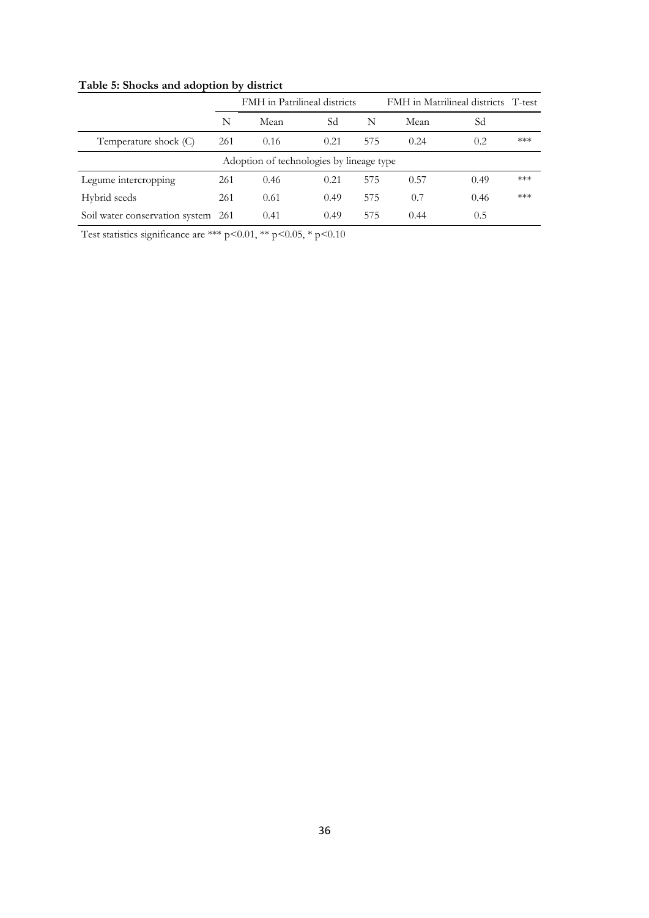**Table 5: Shocks and adoption by district**

| | FMH in Patrilineal districts | | | FMH in Matrilineal districts | | | T-test |
|---|---|---|---|---|---|---|---|
| | N | Mean | Sd | N | Mean | Sd | |
| Temperature shock (C) | 261 | 0.16 | 0.21 | 575 | 0.24 | 0.2 | *** |
| Adoption of technologies by lineage type | | | | | | | |
| Legume intercropping | 261 | 0.46 | 0.21 | 575 | 0.57 | 0.49 | *** |
| Hybrid seeds | 261 | 0.61 | 0.49 | 575 | 0.7 | 0.46 | *** |
| Soil water conservation system | 261 | 0.41 | 0.49 | 575 | 0.44 | 0.5 | |

Test statistics significance are *** $p<0.01$, ** $p<0.05$, * $p<0.10$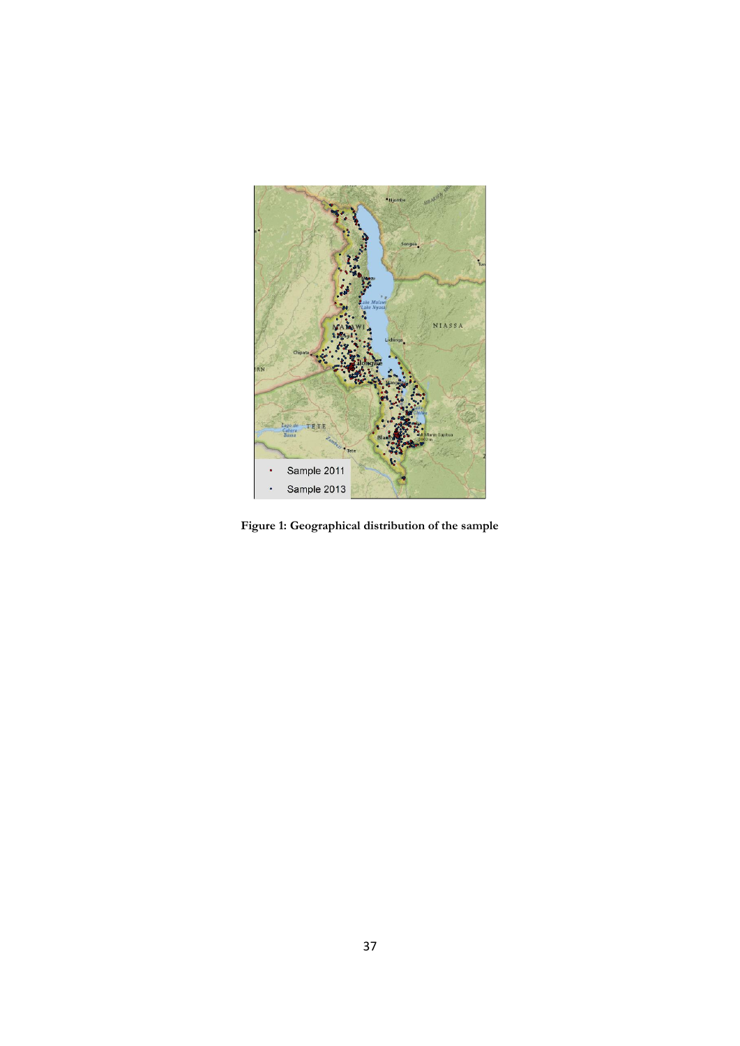**Figure 1: Geographical distribution of the sample**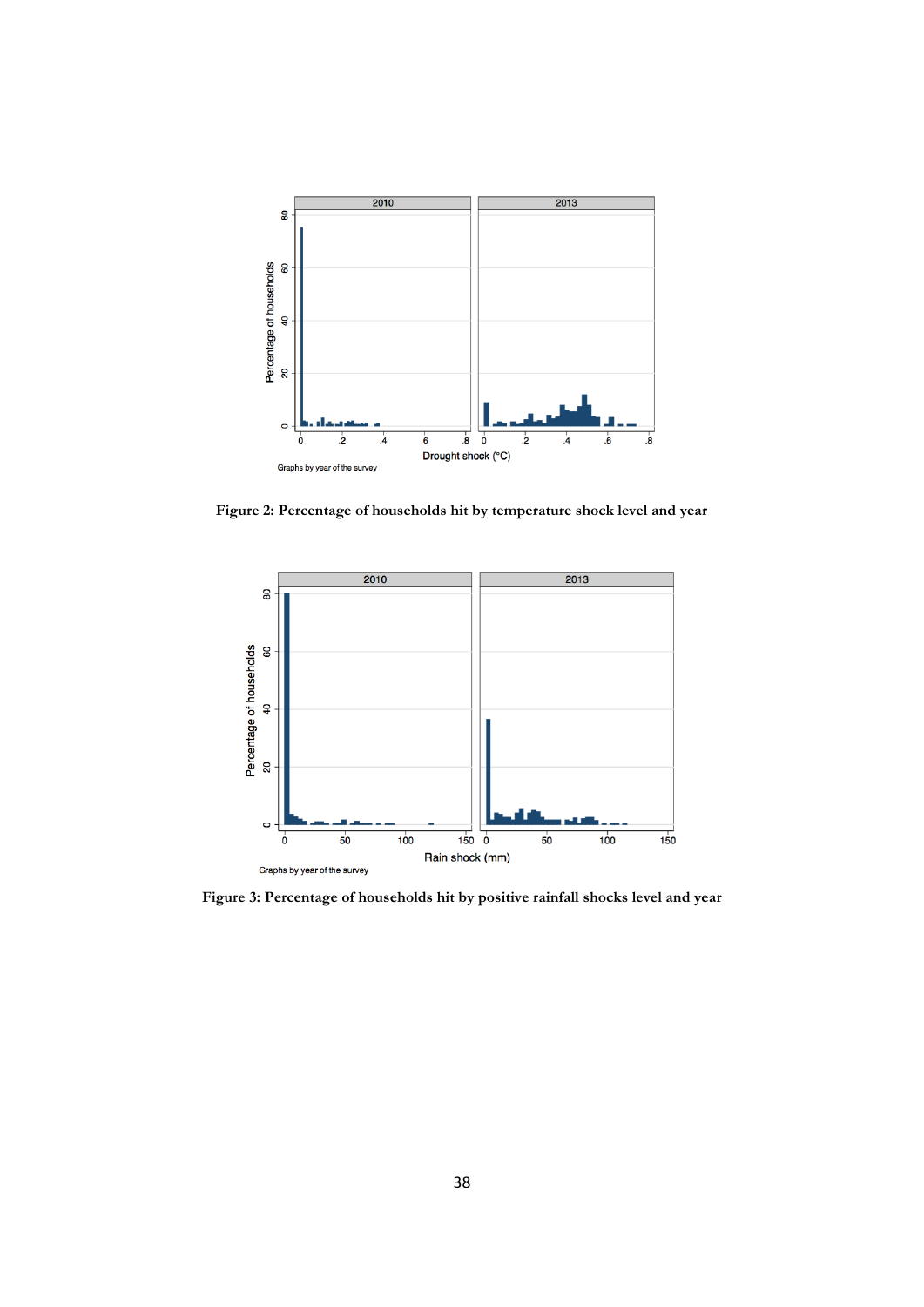2010

2013

Percentage of households

0 20 40 60 80

0 .2 .4 .6 .8 0 .2 .4 .6 .8

Drought shock (°C)

Graphs by year of the survey

**Figure 2: Percentage of households hit by temperature shock level and year**

2010

2013

Percentage of households

0 20 40 60 80

0 50 100 150 0 50 100 150

Rain shock (mm)

Graphs by year of the survey

**Figure 3: Percentage of households hit by positive rainfall shocks level and year**